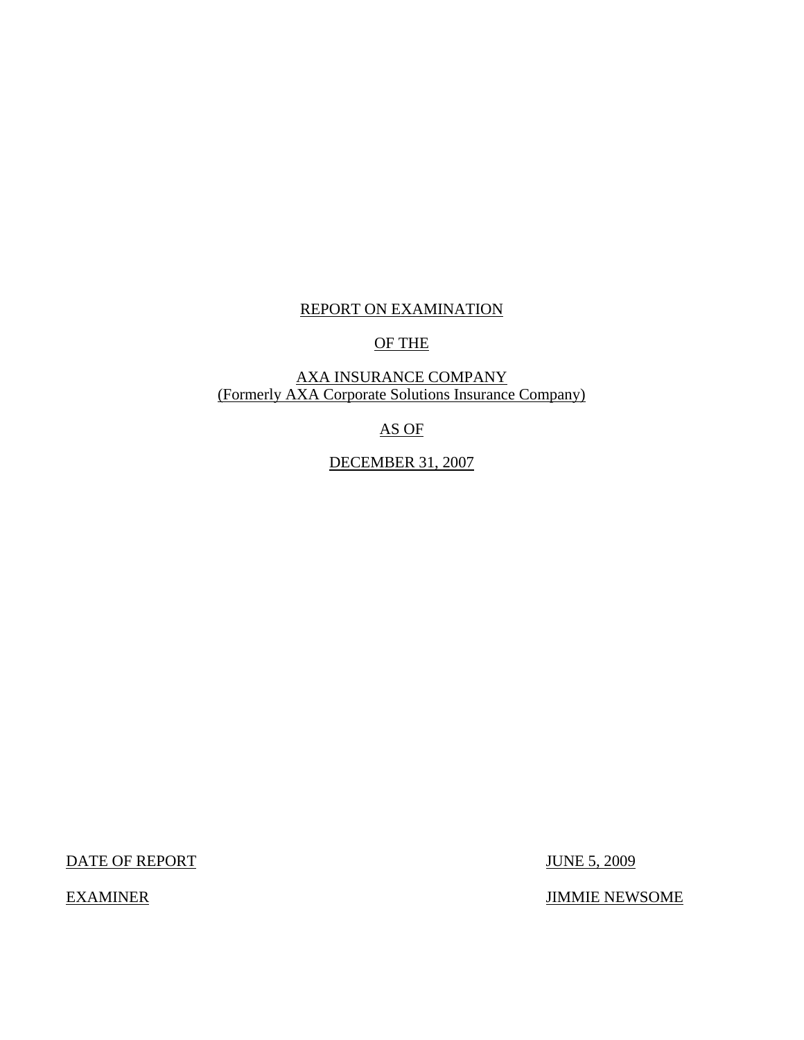REPORT ON EXAMINATION

OF THE

AXA INSURANCE COMPANY
(Formerly AXA Corporate Solutions Insurance Company)

AS OF

DECEMBER 31, 2007

DATE OF REPORT JUNE 5, 2009

EXAMINER JIMMIE NEWSOME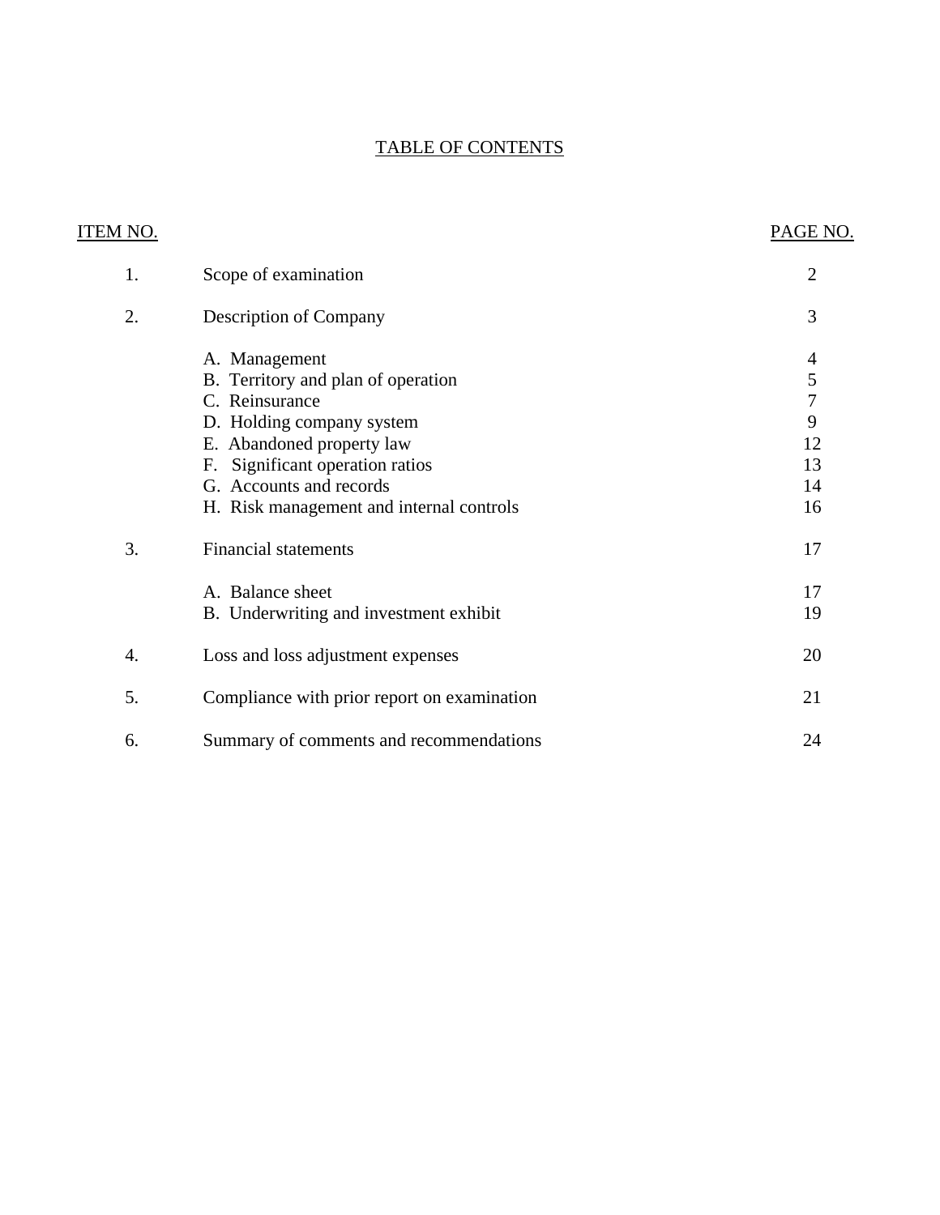# TABLE OF CONTENTS

| ITEM NO. | | PAGE NO. |
|---|---|---|
| 1. | Scope of examination | 2 |
| 2. | Description of Company | 3 |
| | A. Management | 4 |
| | B. Territory and plan of operation | 5 |
| | C. Reinsurance | 7 |
| | D. Holding company system | 9 |
| | E. Abandoned property law | 12 |
| | F. Significant operation ratios | 13 |
| | G. Accounts and records | 14 |
| | H. Risk management and internal controls | 16 |
| 3. | Financial statements | 17 |
| | A. Balance sheet | 17 |
| | B. Underwriting and investment exhibit | 19 |
| 4. | Loss and loss adjustment expenses | 20 |
| 5. | Compliance with prior report on examination | 21 |
| 6. | Summary of comments and recommendations | 24 |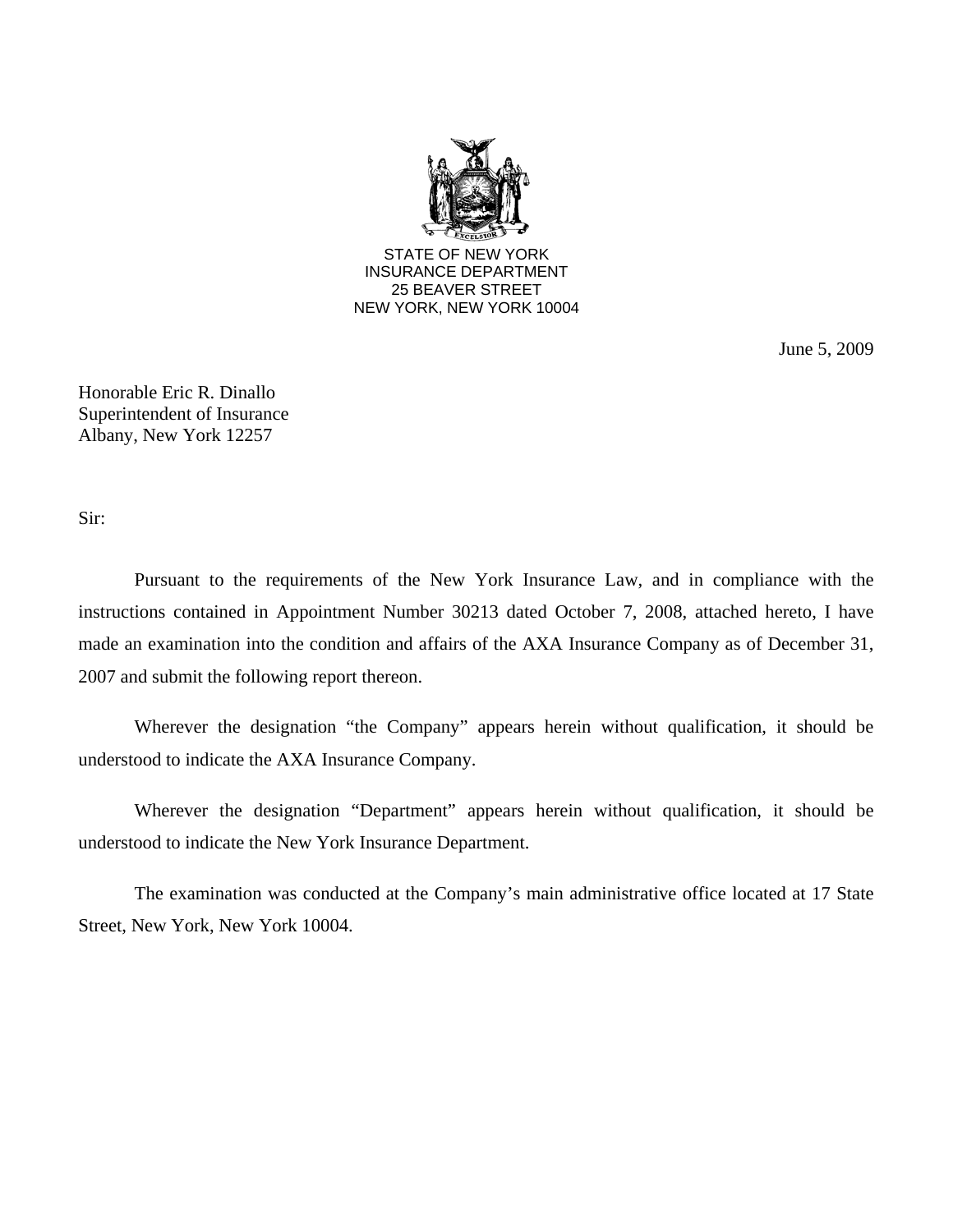STATE OF NEW YORK
INSURANCE DEPARTMENT
25 BEAVER STREET
NEW YORK, NEW YORK 10004

June 5, 2009

Honorable Eric R. Dinallo
Superintendent of Insurance
Albany, New York 12257

Sir:

Pursuant to the requirements of the New York Insurance Law, and in compliance with the instructions contained in Appointment Number 30213 dated October 7, 2008, attached hereto, I have made an examination into the condition and affairs of the AXA Insurance Company as of December 31, 2007 and submit the following report thereon.

Wherever the designation "the Company" appears herein without qualification, it should be understood to indicate the AXA Insurance Company.

Wherever the designation "Department" appears herein without qualification, it should be understood to indicate the New York Insurance Department.

The examination was conducted at the Company's main administrative office located at 17 State Street, New York, New York 10004.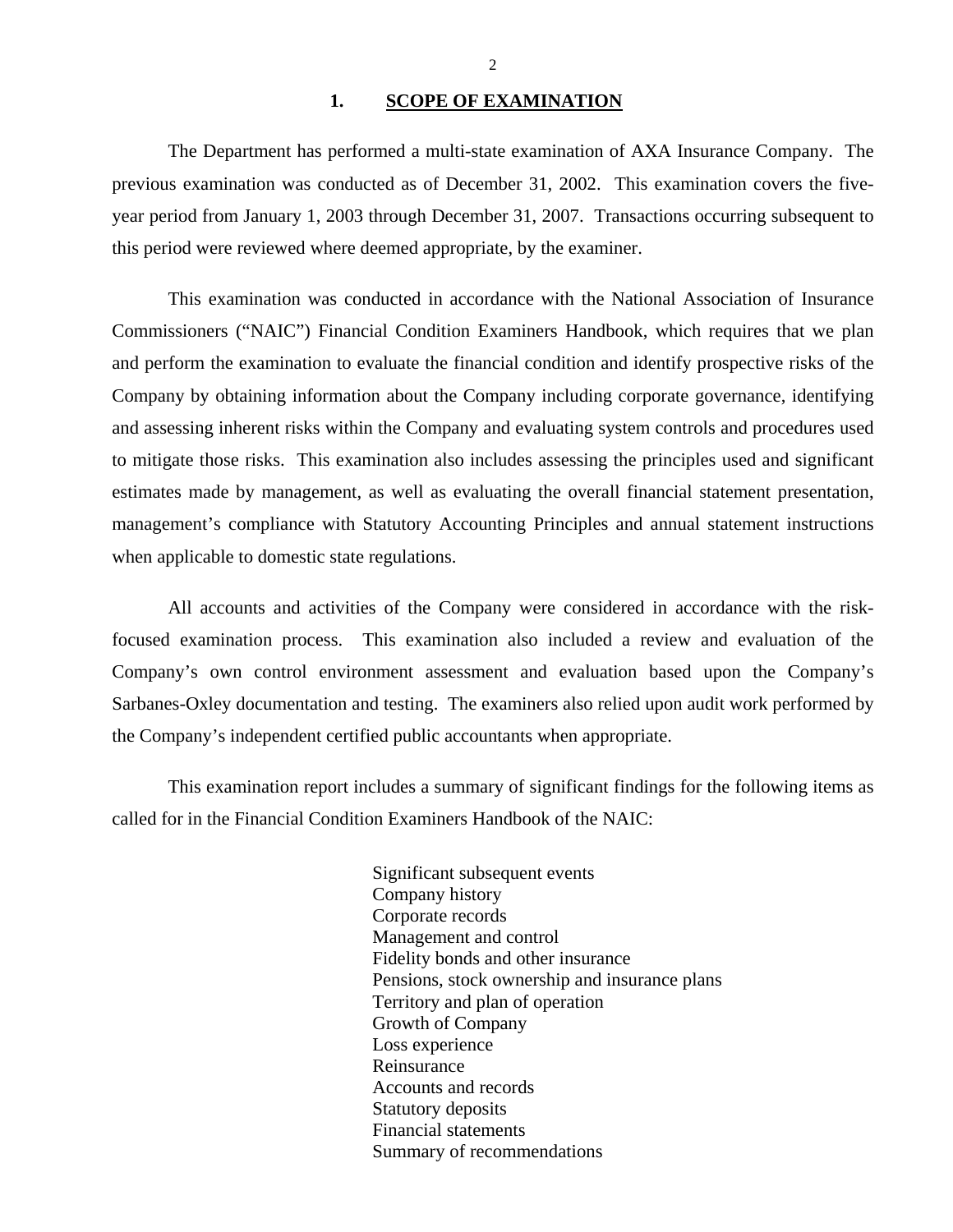## 1. SCOPE OF EXAMINATION

The Department has performed a multi-state examination of AXA Insurance Company. The previous examination was conducted as of December 31, 2002. This examination covers the five-year period from January 1, 2003 through December 31, 2007. Transactions occurring subsequent to this period were reviewed where deemed appropriate, by the examiner.

This examination was conducted in accordance with the National Association of Insurance Commissioners ("NAIC") Financial Condition Examiners Handbook, which requires that we plan and perform the examination to evaluate the financial condition and identify prospective risks of the Company by obtaining information about the Company including corporate governance, identifying and assessing inherent risks within the Company and evaluating system controls and procedures used to mitigate those risks. This examination also includes assessing the principles used and significant estimates made by management, as well as evaluating the overall financial statement presentation, management's compliance with Statutory Accounting Principles and annual statement instructions when applicable to domestic state regulations.

All accounts and activities of the Company were considered in accordance with the risk-focused examination process. This examination also included a review and evaluation of the Company's own control environment assessment and evaluation based upon the Company's Sarbanes-Oxley documentation and testing. The examiners also relied upon audit work performed by the Company's independent certified public accountants when appropriate.

This examination report includes a summary of significant findings for the following items as called for in the Financial Condition Examiners Handbook of the NAIC:

Significant subsequent events
Company history
Corporate records
Management and control
Fidelity bonds and other insurance
Pensions, stock ownership and insurance plans
Territory and plan of operation
Growth of Company
Loss experience
Reinsurance
Accounts and records
Statutory deposits
Financial statements
Summary of recommendations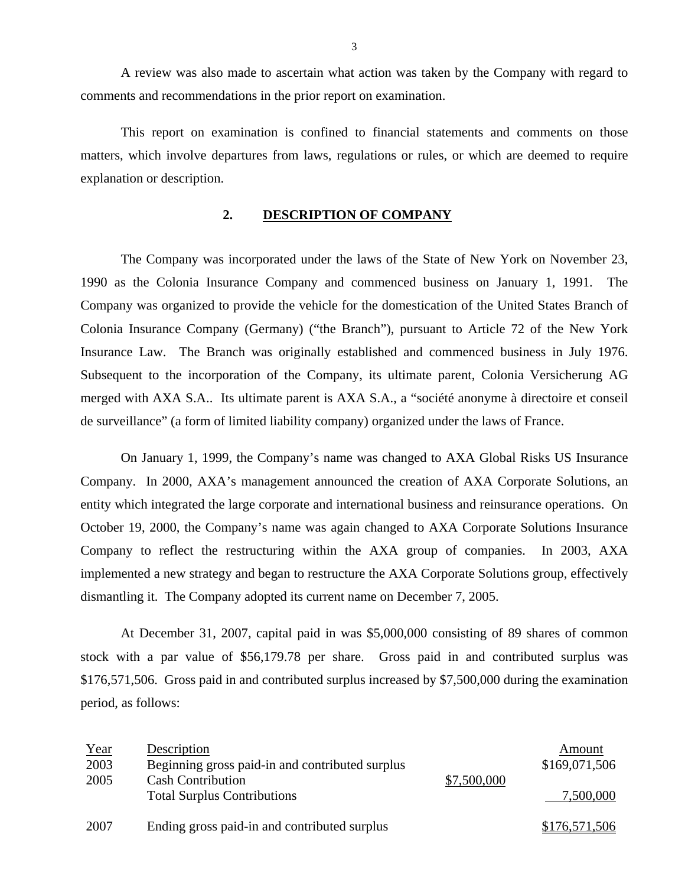A review was also made to ascertain what action was taken by the Company with regard to comments and recommendations in the prior report on examination.

This report on examination is confined to financial statements and comments on those matters, which involve departures from laws, regulations or rules, or which are deemed to require explanation or description.

## 2. DESCRIPTION OF COMPANY

The Company was incorporated under the laws of the State of New York on November 23, 1990 as the Colonia Insurance Company and commenced business on January 1, 1991. The Company was organized to provide the vehicle for the domestication of the United States Branch of Colonia Insurance Company (Germany) ("the Branch"), pursuant to Article 72 of the New York Insurance Law. The Branch was originally established and commenced business in July 1976. Subsequent to the incorporation of the Company, its ultimate parent, Colonia Versicherung AG merged with AXA S.A.. Its ultimate parent is AXA S.A., a "société anonyme à directoire et conseil de surveillance" (a form of limited liability company) organized under the laws of France.

On January 1, 1999, the Company's name was changed to AXA Global Risks US Insurance Company. In 2000, AXA's management announced the creation of AXA Corporate Solutions, an entity which integrated the large corporate and international business and reinsurance operations. On October 19, 2000, the Company's name was again changed to AXA Corporate Solutions Insurance Company to reflect the restructuring within the AXA group of companies. In 2003, AXA implemented a new strategy and began to restructure the AXA Corporate Solutions group, effectively dismantling it. The Company adopted its current name on December 7, 2005.

At December 31, 2007, capital paid in was $5,000,000 consisting of 89 shares of common stock with a par value of $56,179.78 per share. Gross paid in and contributed surplus was $176,571,506. Gross paid in and contributed surplus increased by $7,500,000 during the examination period, as follows:

| Year | Description | | Amount |
|---|---|---|---|
| 2003 | Beginning gross paid-in and contributed surplus | | $169,071,506 |
| 2005 | Cash Contribution | $7,500,000 | |
| | Total Surplus Contributions | | 7,500,000 |
| 2007 | Ending gross paid-in and contributed surplus | | $176,571,506 |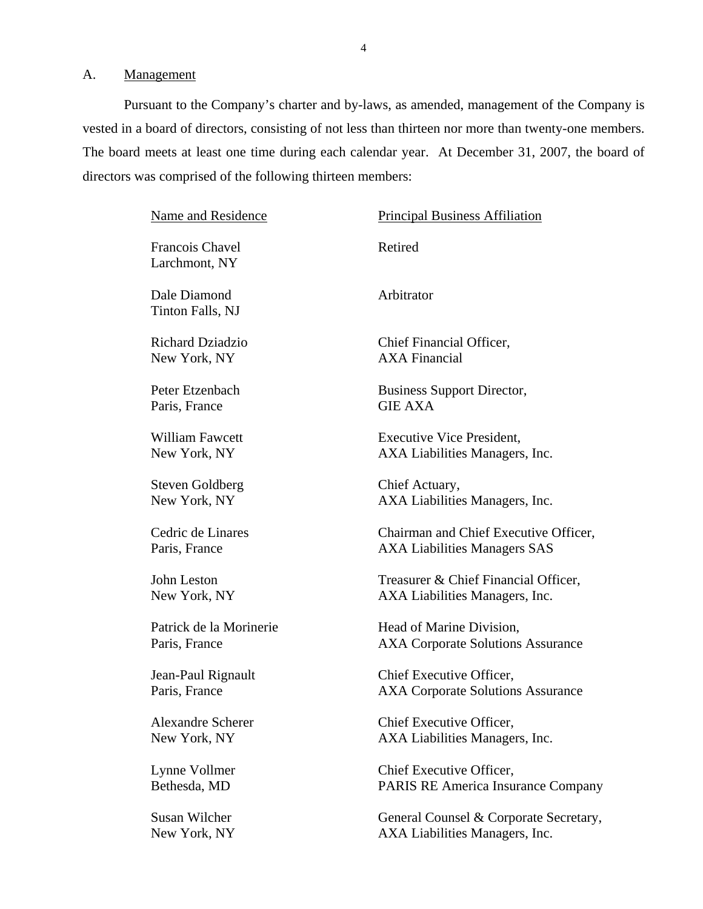## A. Management

Pursuant to the Company's charter and by-laws, as amended, management of the Company is vested in a board of directors, consisting of not less than thirteen nor more than twenty-one members. The board meets at least one time during each calendar year. At December 31, 2007, the board of directors was comprised of the following thirteen members:

| Name and Residence | Principal Business Affiliation |
|---|---|
| Francois Chavel<br>Larchmont, NY | Retired |
| Dale Diamond<br>Tinton Falls, NJ | Arbitrator |
| Richard Dziadzio<br>New York, NY | Chief Financial Officer,<br>AXA Financial |
| Peter Etzenbach<br>Paris, France | Business Support Director,<br>GIE AXA |
| William Fawcett<br>New York, NY | Executive Vice President,<br>AXA Liabilities Managers, Inc. |
| Steven Goldberg<br>New York, NY | Chief Actuary,<br>AXA Liabilities Managers, Inc. |
| Cedric de Linares<br>Paris, France | Chairman and Chief Executive Officer,<br>AXA Liabilities Managers SAS |
| John Leston<br>New York, NY | Treasurer & Chief Financial Officer,<br>AXA Liabilities Managers, Inc. |
| Patrick de la Morinerie<br>Paris, France | Head of Marine Division,<br>AXA Corporate Solutions Assurance |
| Jean-Paul Rignault<br>Paris, France | Chief Executive Officer,<br>AXA Corporate Solutions Assurance |
| Alexandre Scherer<br>New York, NY | Chief Executive Officer,<br>AXA Liabilities Managers, Inc. |
| Lynne Vollmer<br>Bethesda, MD | Chief Executive Officer,<br>PARIS RE America Insurance Company |
| Susan Wilcher<br>New York, NY | General Counsel & Corporate Secretary,<br>AXA Liabilities Managers, Inc. |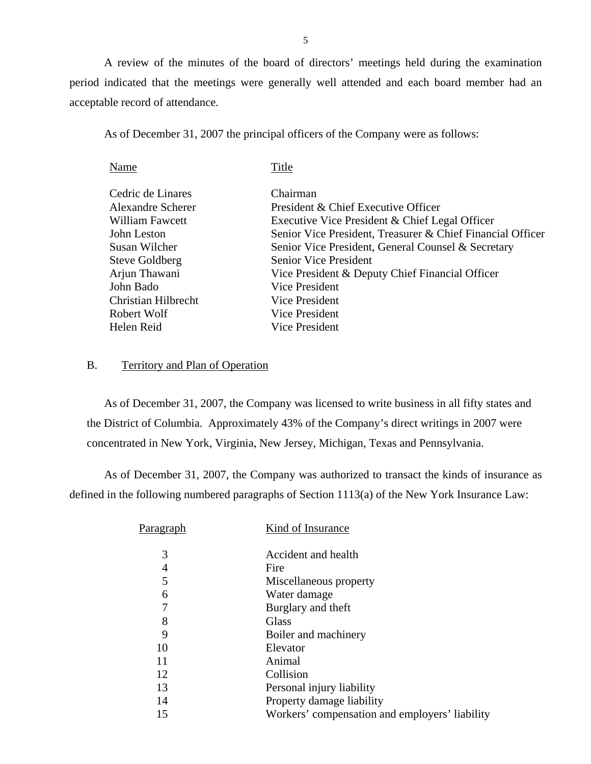A review of the minutes of the board of directors' meetings held during the examination period indicated that the meetings were generally well attended and each board member had an acceptable record of attendance.

As of December 31, 2007 the principal officers of the Company were as follows:

| Name | Title |
|---|---|
| Cedric de Linares | Chairman |
| Alexandre Scherer | President & Chief Executive Officer |
| William Fawcett | Executive Vice President & Chief Legal Officer |
| John Leston | Senior Vice President, Treasurer & Chief Financial Officer |
| Susan Wilcher | Senior Vice President, General Counsel & Secretary |
| Steve Goldberg | Senior Vice President |
| Arjun Thawani | Vice President & Deputy Chief Financial Officer |
| John Bado | Vice President |
| Christian Hilbrecht | Vice President |
| Robert Wolf | Vice President |
| Helen Reid | Vice President |

## B. Territory and Plan of Operation

As of December 31, 2007, the Company was licensed to write business in all fifty states and the District of Columbia. Approximately 43% of the Company's direct writings in 2007 were concentrated in New York, Virginia, New Jersey, Michigan, Texas and Pennsylvania.

As of December 31, 2007, the Company was authorized to transact the kinds of insurance as defined in the following numbered paragraphs of Section 1113(a) of the New York Insurance Law:

| Paragraph | Kind of Insurance |
|---|---|
| 3 | Accident and health |
| 4 | Fire |
| 5 | Miscellaneous property |
| 6 | Water damage |
| 7 | Burglary and theft |
| 8 | Glass |
| 9 | Boiler and machinery |
| 10 | Elevator |
| 11 | Animal |
| 12 | Collision |
| 13 | Personal injury liability |
| 14 | Property damage liability |
| 15 | Workers' compensation and employers' liability |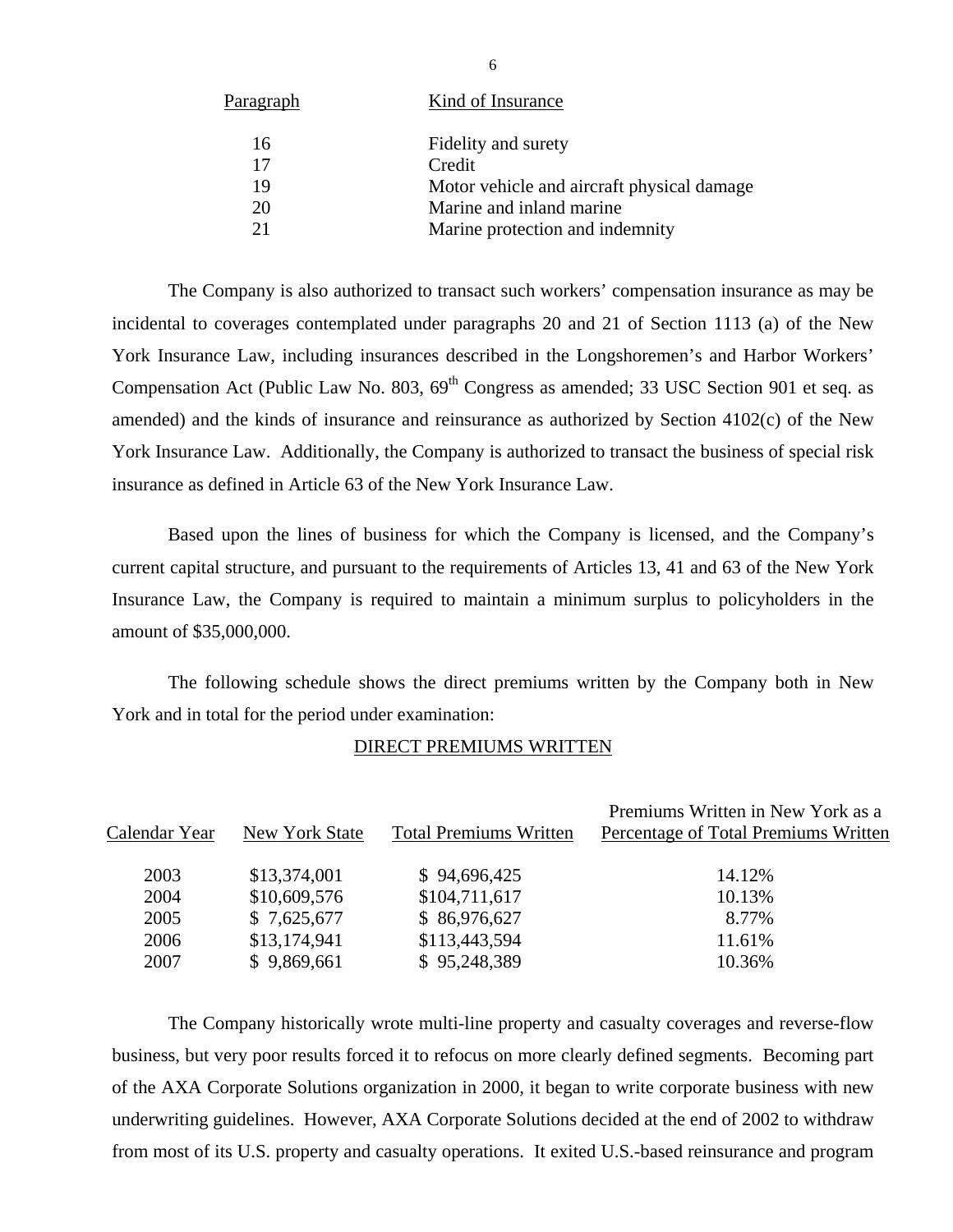| Paragraph | Kind of Insurance |
|---|---|
| 16 | Fidelity and surety |
| 17 | Credit |
| 19 | Motor vehicle and aircraft physical damage |
| 20 | Marine and inland marine |
| 21 | Marine protection and indemnity |

The Company is also authorized to transact such workers' compensation insurance as may be incidental to coverages contemplated under paragraphs 20 and 21 of Section 1113 (a) of the New York Insurance Law, including insurances described in the Longshoremen's and Harbor Workers' Compensation Act (Public Law No. 803, 69th Congress as amended; 33 USC Section 901 et seq. as amended) and the kinds of insurance and reinsurance as authorized by Section 4102(c) of the New York Insurance Law. Additionally, the Company is authorized to transact the business of special risk insurance as defined in Article 63 of the New York Insurance Law.

Based upon the lines of business for which the Company is licensed, and the Company's current capital structure, and pursuant to the requirements of Articles 13, 41 and 63 of the New York Insurance Law, the Company is required to maintain a minimum surplus to policyholders in the amount of $35,000,000.

The following schedule shows the direct premiums written by the Company both in New York and in total for the period under examination:

DIRECT PREMIUMS WRITTEN

| Calendar Year | New York State | Total Premiums Written | Premiums Written in New York as a Percentage of Total Premiums Written |
|---|---|---|---|
| 2003 | $13,374,001 | $ 94,696,425 | 14.12% |
| 2004 | $10,609,576 | $104,711,617 | 10.13% |
| 2005 | $ 7,625,677 | $ 86,976,627 | 8.77% |
| 2006 | $13,174,941 | $113,443,594 | 11.61% |
| 2007 | $ 9,869,661 | $ 95,248,389 | 10.36% |

The Company historically wrote multi-line property and casualty coverages and reverse-flow business, but very poor results forced it to refocus on more clearly defined segments. Becoming part of the AXA Corporate Solutions organization in 2000, it began to write corporate business with new underwriting guidelines. However, AXA Corporate Solutions decided at the end of 2002 to withdraw from most of its U.S. property and casualty operations. It exited U.S.-based reinsurance and program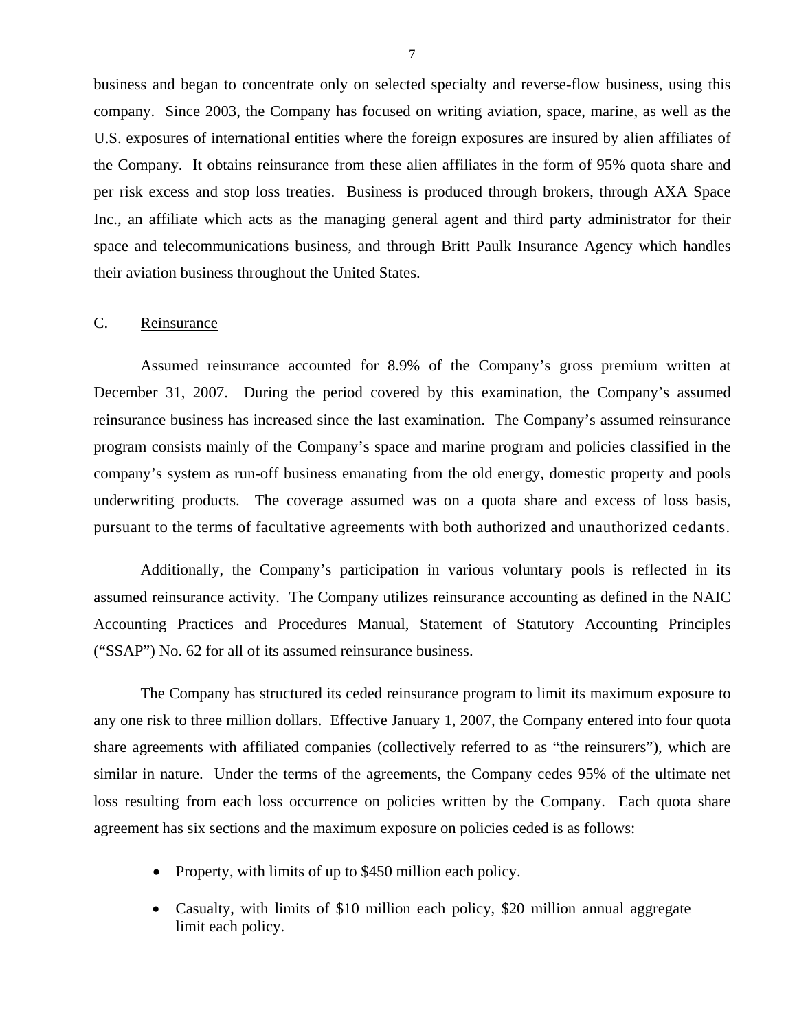business and began to concentrate only on selected specialty and reverse-flow business, using this company. Since 2003, the Company has focused on writing aviation, space, marine, as well as the U.S. exposures of international entities where the foreign exposures are insured by alien affiliates of the Company. It obtains reinsurance from these alien affiliates in the form of 95% quota share and per risk excess and stop loss treaties. Business is produced through brokers, through AXA Space Inc., an affiliate which acts as the managing general agent and third party administrator for their space and telecommunications business, and through Britt Paulk Insurance Agency which handles their aviation business throughout the United States.

## C. Reinsurance

Assumed reinsurance accounted for 8.9% of the Company's gross premium written at December 31, 2007. During the period covered by this examination, the Company's assumed reinsurance business has increased since the last examination. The Company's assumed reinsurance program consists mainly of the Company's space and marine program and policies classified in the company's system as run-off business emanating from the old energy, domestic property and pools underwriting products. The coverage assumed was on a quota share and excess of loss basis, pursuant to the terms of facultative agreements with both authorized and unauthorized cedants.

Additionally, the Company's participation in various voluntary pools is reflected in its assumed reinsurance activity. The Company utilizes reinsurance accounting as defined in the NAIC Accounting Practices and Procedures Manual, Statement of Statutory Accounting Principles ("SSAP") No. 62 for all of its assumed reinsurance business.

The Company has structured its ceded reinsurance program to limit its maximum exposure to any one risk to three million dollars. Effective January 1, 2007, the Company entered into four quota share agreements with affiliated companies (collectively referred to as "the reinsurers"), which are similar in nature. Under the terms of the agreements, the Company cedes 95% of the ultimate net loss resulting from each loss occurrence on policies written by the Company. Each quota share agreement has six sections and the maximum exposure on policies ceded is as follows:

- Property, with limits of up to $450 million each policy.
- Casualty, with limits of $10 million each policy, $20 million annual aggregate limit each policy.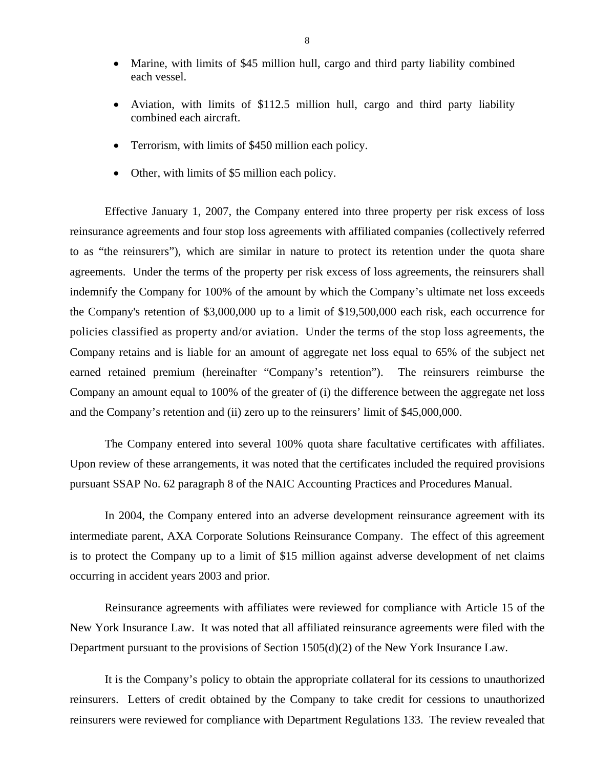- Marine, with limits of $45 million hull, cargo and third party liability combined each vessel.

- Aviation, with limits of $112.5 million hull, cargo and third party liability combined each aircraft.

- Terrorism, with limits of $450 million each policy.

- Other, with limits of $5 million each policy.

Effective January 1, 2007, the Company entered into three property per risk excess of loss reinsurance agreements and four stop loss agreements with affiliated companies (collectively referred to as "the reinsurers"), which are similar in nature to protect its retention under the quota share agreements. Under the terms of the property per risk excess of loss agreements, the reinsurers shall indemnify the Company for 100% of the amount by which the Company's ultimate net loss exceeds the Company's retention of $3,000,000 up to a limit of $19,500,000 each risk, each occurrence for policies classified as property and/or aviation. Under the terms of the stop loss agreements, the Company retains and is liable for an amount of aggregate net loss equal to 65% of the subject net earned retained premium (hereinafter "Company's retention"). The reinsurers reimburse the Company an amount equal to 100% of the greater of (i) the difference between the aggregate net loss and the Company's retention and (ii) zero up to the reinsurers' limit of $45,000,000.

The Company entered into several 100% quota share facultative certificates with affiliates. Upon review of these arrangements, it was noted that the certificates included the required provisions pursuant SSAP No. 62 paragraph 8 of the NAIC Accounting Practices and Procedures Manual.

In 2004, the Company entered into an adverse development reinsurance agreement with its intermediate parent, AXA Corporate Solutions Reinsurance Company. The effect of this agreement is to protect the Company up to a limit of $15 million against adverse development of net claims occurring in accident years 2003 and prior.

Reinsurance agreements with affiliates were reviewed for compliance with Article 15 of the New York Insurance Law. It was noted that all affiliated reinsurance agreements were filed with the Department pursuant to the provisions of Section 1505(d)(2) of the New York Insurance Law.

It is the Company's policy to obtain the appropriate collateral for its cessions to unauthorized reinsurers. Letters of credit obtained by the Company to take credit for cessions to unauthorized reinsurers were reviewed for compliance with Department Regulations 133. The review revealed that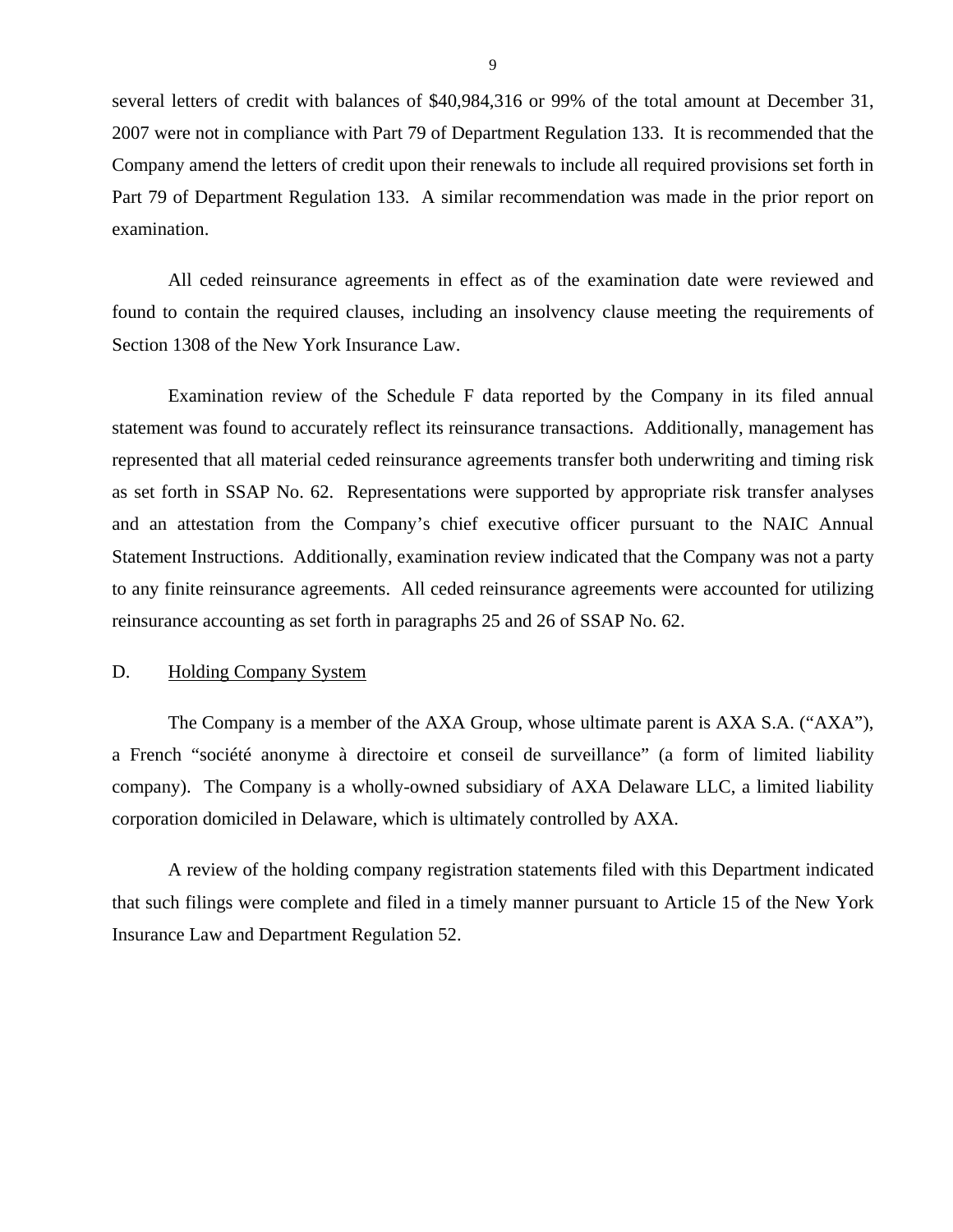several letters of credit with balances of $40,984,316 or 99% of the total amount at December 31, 2007 were not in compliance with Part 79 of Department Regulation 133. It is recommended that the Company amend the letters of credit upon their renewals to include all required provisions set forth in Part 79 of Department Regulation 133. A similar recommendation was made in the prior report on examination.

All ceded reinsurance agreements in effect as of the examination date were reviewed and found to contain the required clauses, including an insolvency clause meeting the requirements of Section 1308 of the New York Insurance Law.

Examination review of the Schedule F data reported by the Company in its filed annual statement was found to accurately reflect its reinsurance transactions. Additionally, management has represented that all material ceded reinsurance agreements transfer both underwriting and timing risk as set forth in SSAP No. 62. Representations were supported by appropriate risk transfer analyses and an attestation from the Company's chief executive officer pursuant to the NAIC Annual Statement Instructions. Additionally, examination review indicated that the Company was not a party to any finite reinsurance agreements. All ceded reinsurance agreements were accounted for utilizing reinsurance accounting as set forth in paragraphs 25 and 26 of SSAP No. 62.

## D. Holding Company System

The Company is a member of the AXA Group, whose ultimate parent is AXA S.A. ("AXA"), a French "société anonyme à directoire et conseil de surveillance" (a form of limited liability company). The Company is a wholly-owned subsidiary of AXA Delaware LLC, a limited liability corporation domiciled in Delaware, which is ultimately controlled by AXA.

A review of the holding company registration statements filed with this Department indicated that such filings were complete and filed in a timely manner pursuant to Article 15 of the New York Insurance Law and Department Regulation 52.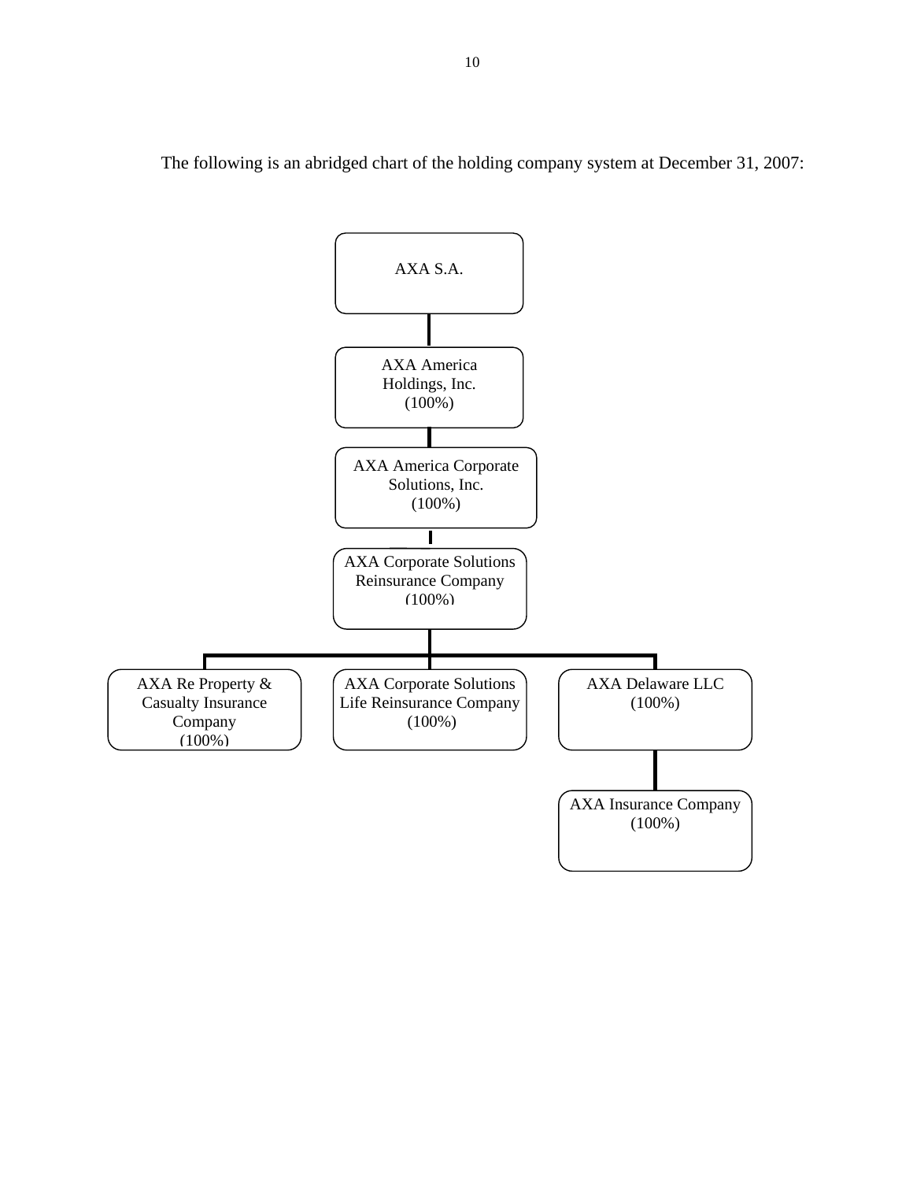The following is an abridged chart of the holding company system at December 31, 2007:

- AXA S.A.
  - AXA America Holdings, Inc. (100%)
    - AXA America Corporate Solutions, Inc. (100%)
      - AXA Corporate Solutions Reinsurance Company (100%)
        - AXA Re Property & Casualty Insurance Company (100%)
        - AXA Corporate Solutions Life Reinsurance Company (100%)
        - AXA Delaware LLC (100%)
          - AXA Insurance Company (100%)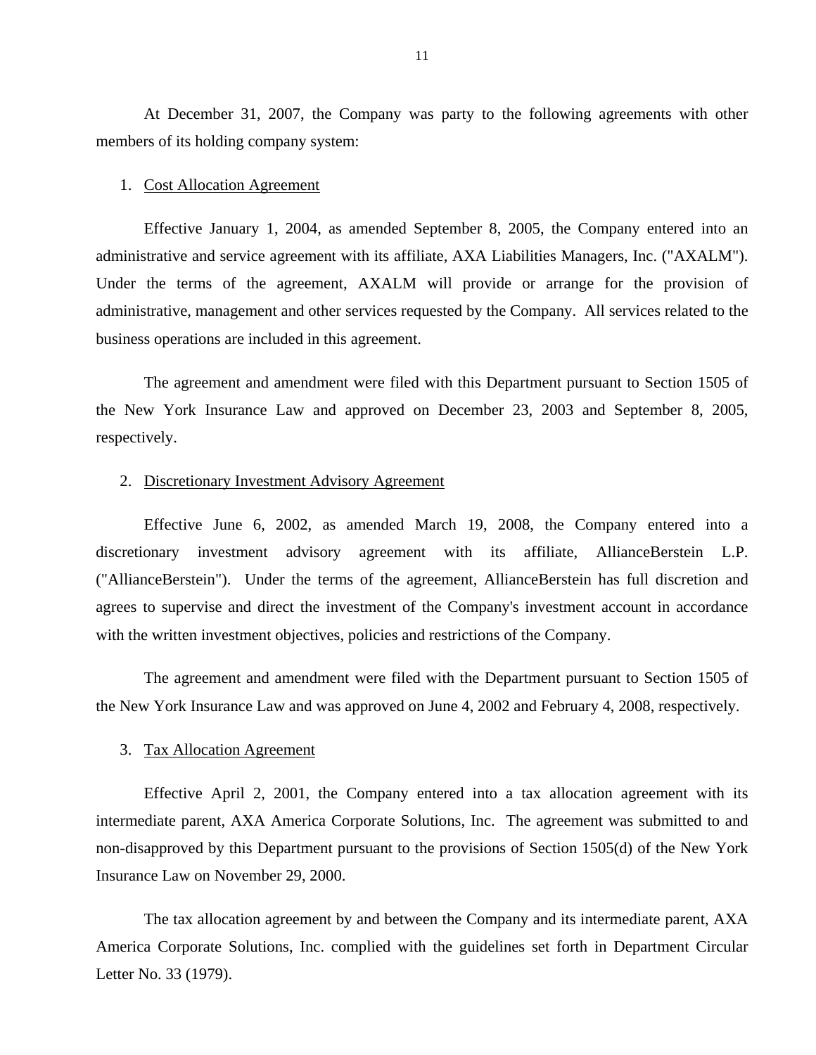At December 31, 2007, the Company was party to the following agreements with other members of its holding company system:

1. Cost Allocation Agreement

Effective January 1, 2004, as amended September 8, 2005, the Company entered into an administrative and service agreement with its affiliate, AXA Liabilities Managers, Inc. ("AXALM"). Under the terms of the agreement, AXALM will provide or arrange for the provision of administrative, management and other services requested by the Company. All services related to the business operations are included in this agreement.

The agreement and amendment were filed with this Department pursuant to Section 1505 of the New York Insurance Law and approved on December 23, 2003 and September 8, 2005, respectively.

2. Discretionary Investment Advisory Agreement

Effective June 6, 2002, as amended March 19, 2008, the Company entered into a discretionary investment advisory agreement with its affiliate, AllianceBerstein L.P. ("AllianceBerstein"). Under the terms of the agreement, AllianceBerstein has full discretion and agrees to supervise and direct the investment of the Company's investment account in accordance with the written investment objectives, policies and restrictions of the Company.

The agreement and amendment were filed with the Department pursuant to Section 1505 of the New York Insurance Law and was approved on June 4, 2002 and February 4, 2008, respectively.

3. Tax Allocation Agreement

Effective April 2, 2001, the Company entered into a tax allocation agreement with its intermediate parent, AXA America Corporate Solutions, Inc. The agreement was submitted to and non-disapproved by this Department pursuant to the provisions of Section 1505(d) of the New York Insurance Law on November 29, 2000.

The tax allocation agreement by and between the Company and its intermediate parent, AXA America Corporate Solutions, Inc. complied with the guidelines set forth in Department Circular Letter No. 33 (1979).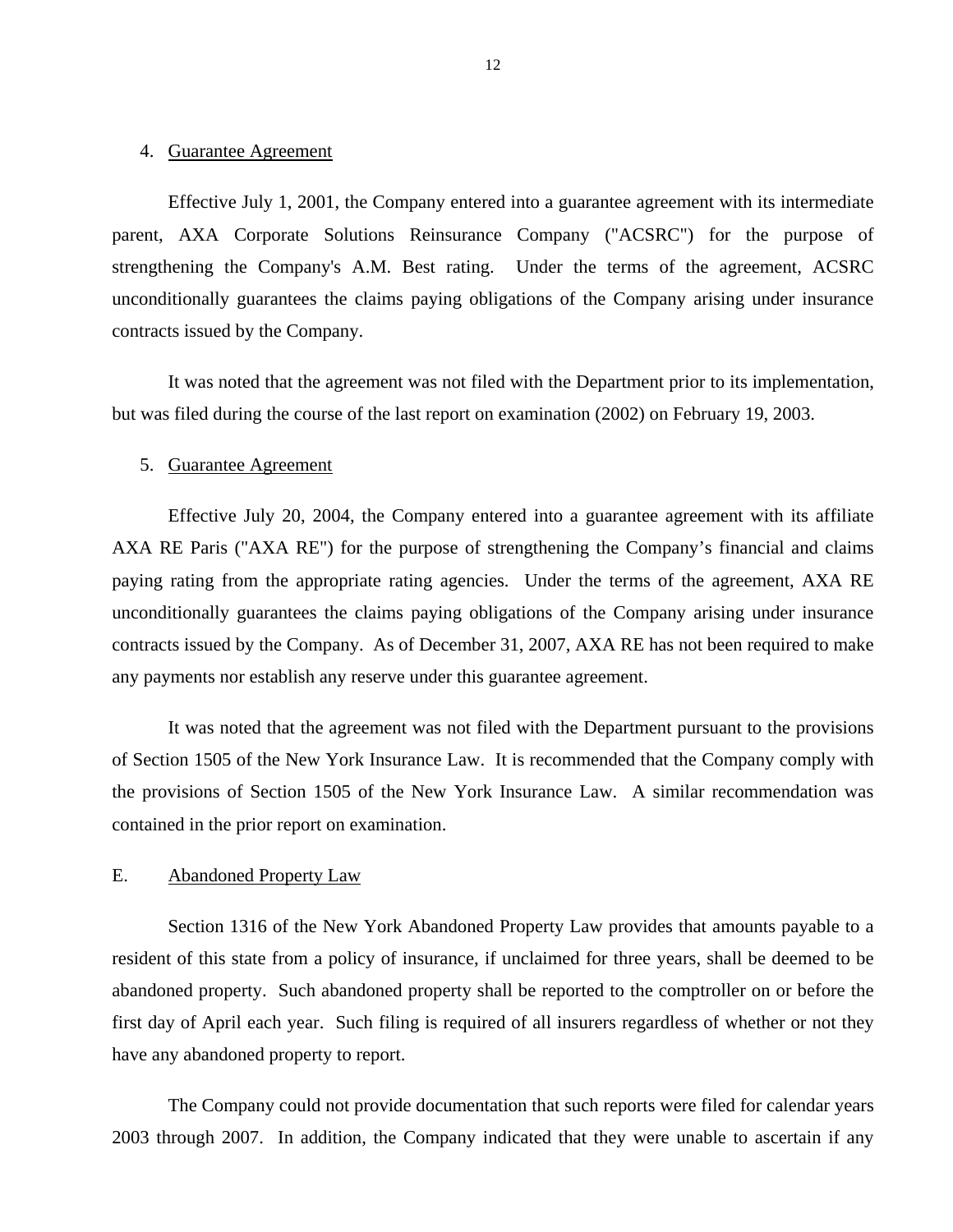4. Guarantee Agreement

Effective July 1, 2001, the Company entered into a guarantee agreement with its intermediate parent, AXA Corporate Solutions Reinsurance Company ("ACSRC") for the purpose of strengthening the Company's A.M. Best rating. Under the terms of the agreement, ACSRC unconditionally guarantees the claims paying obligations of the Company arising under insurance contracts issued by the Company.

It was noted that the agreement was not filed with the Department prior to its implementation, but was filed during the course of the last report on examination (2002) on February 19, 2003.

5. Guarantee Agreement

Effective July 20, 2004, the Company entered into a guarantee agreement with its affiliate AXA RE Paris ("AXA RE") for the purpose of strengthening the Company's financial and claims paying rating from the appropriate rating agencies. Under the terms of the agreement, AXA RE unconditionally guarantees the claims paying obligations of the Company arising under insurance contracts issued by the Company. As of December 31, 2007, AXA RE has not been required to make any payments nor establish any reserve under this guarantee agreement.

It was noted that the agreement was not filed with the Department pursuant to the provisions of Section 1505 of the New York Insurance Law. It is recommended that the Company comply with the provisions of Section 1505 of the New York Insurance Law. A similar recommendation was contained in the prior report on examination.

## E. Abandoned Property Law

Section 1316 of the New York Abandoned Property Law provides that amounts payable to a resident of this state from a policy of insurance, if unclaimed for three years, shall be deemed to be abandoned property. Such abandoned property shall be reported to the comptroller on or before the first day of April each year. Such filing is required of all insurers regardless of whether or not they have any abandoned property to report.

The Company could not provide documentation that such reports were filed for calendar years 2003 through 2007. In addition, the Company indicated that they were unable to ascertain if any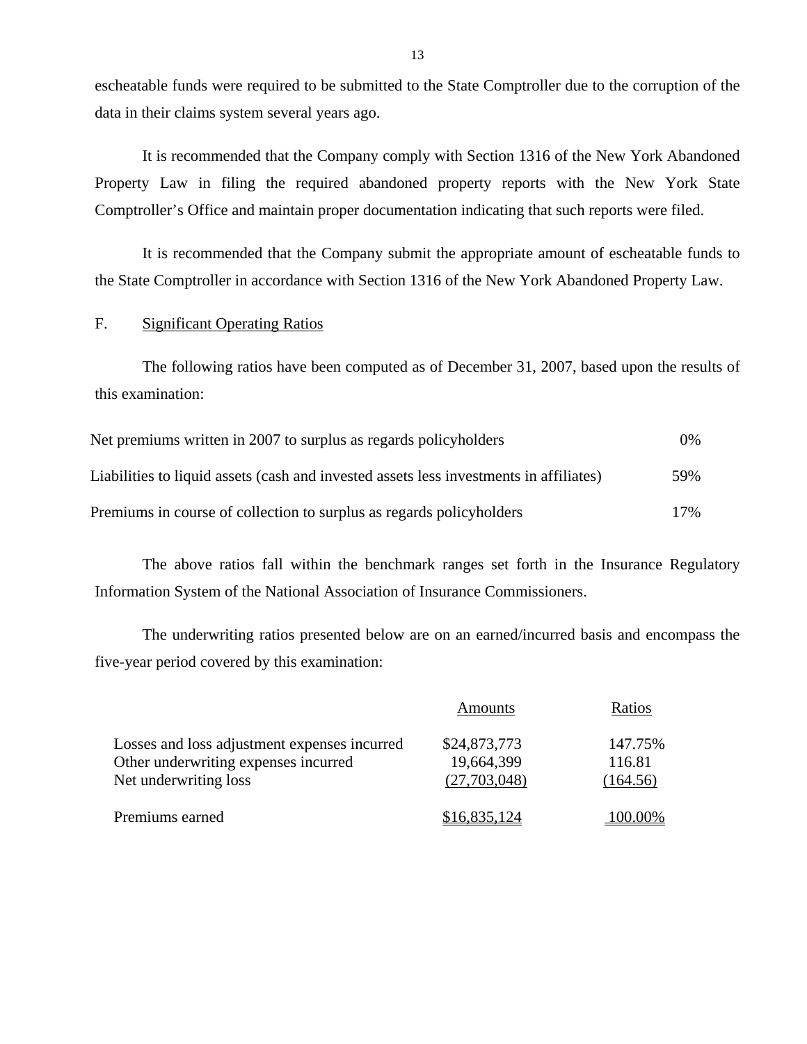escheatable funds were required to be submitted to the State Comptroller due to the corruption of the data in their claims system several years ago.

It is recommended that the Company comply with Section 1316 of the New York Abandoned Property Law in filing the required abandoned property reports with the New York State Comptroller's Office and maintain proper documentation indicating that such reports were filed.

It is recommended that the Company submit the appropriate amount of escheatable funds to the State Comptroller in accordance with Section 1316 of the New York Abandoned Property Law.

F. Significant Operating Ratios

The following ratios have been computed as of December 31, 2007, based upon the results of this examination:

| | |
|---|---|
| Net premiums written in 2007 to surplus as regards policyholders | 0% |
| Liabilities to liquid assets (cash and invested assets less investments in affiliates) | 59% |
| Premiums in course of collection to surplus as regards policyholders | 17% |

The above ratios fall within the benchmark ranges set forth in the Insurance Regulatory Information System of the National Association of Insurance Commissioners.

The underwriting ratios presented below are on an earned/incurred basis and encompass the five-year period covered by this examination:

| | Amounts | Ratios |
|---|---|---|
| Losses and loss adjustment expenses incurred | $24,873,773 | 147.75% |
| Other underwriting expenses incurred | 19,664,399 | 116.81 |
| Net underwriting loss | (27,703,048) | (164.56) |
| Premiums earned | $16,835,124 | 100.00% |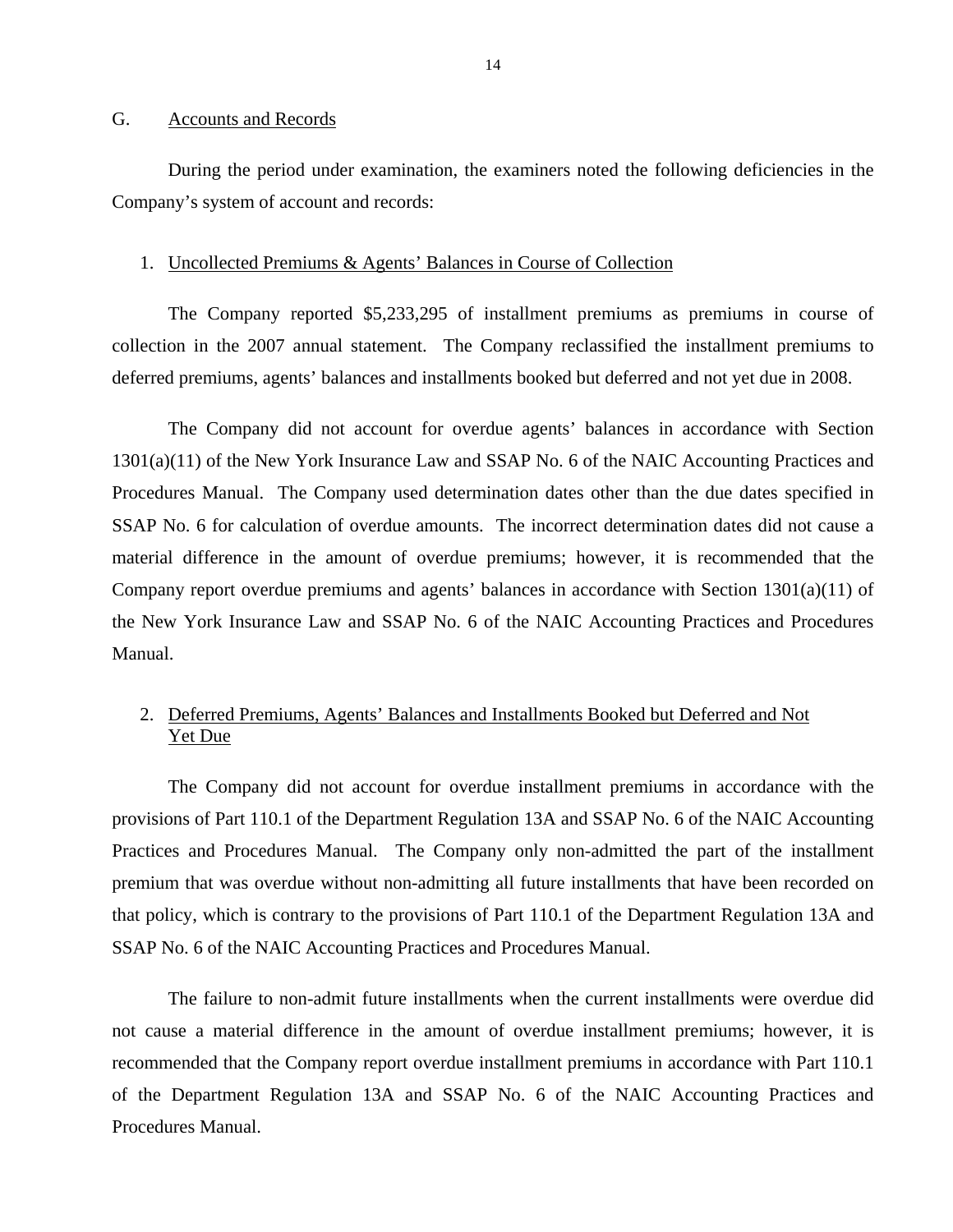## G. Accounts and Records

During the period under examination, the examiners noted the following deficiencies in the Company's system of account and records:

### 1. Uncollected Premiums & Agents' Balances in Course of Collection

The Company reported $5,233,295 of installment premiums as premiums in course of collection in the 2007 annual statement. The Company reclassified the installment premiums to deferred premiums, agents' balances and installments booked but deferred and not yet due in 2008.

The Company did not account for overdue agents' balances in accordance with Section 1301(a)(11) of the New York Insurance Law and SSAP No. 6 of the NAIC Accounting Practices and Procedures Manual. The Company used determination dates other than the due dates specified in SSAP No. 6 for calculation of overdue amounts. The incorrect determination dates did not cause a material difference in the amount of overdue premiums; however, it is recommended that the Company report overdue premiums and agents' balances in accordance with Section 1301(a)(11) of the New York Insurance Law and SSAP No. 6 of the NAIC Accounting Practices and Procedures Manual.

### 2. Deferred Premiums, Agents' Balances and Installments Booked but Deferred and Not Yet Due

The Company did not account for overdue installment premiums in accordance with the provisions of Part 110.1 of the Department Regulation 13A and SSAP No. 6 of the NAIC Accounting Practices and Procedures Manual. The Company only non-admitted the part of the installment premium that was overdue without non-admitting all future installments that have been recorded on that policy, which is contrary to the provisions of Part 110.1 of the Department Regulation 13A and SSAP No. 6 of the NAIC Accounting Practices and Procedures Manual.

The failure to non-admit future installments when the current installments were overdue did not cause a material difference in the amount of overdue installment premiums; however, it is recommended that the Company report overdue installment premiums in accordance with Part 110.1 of the Department Regulation 13A and SSAP No. 6 of the NAIC Accounting Practices and Procedures Manual.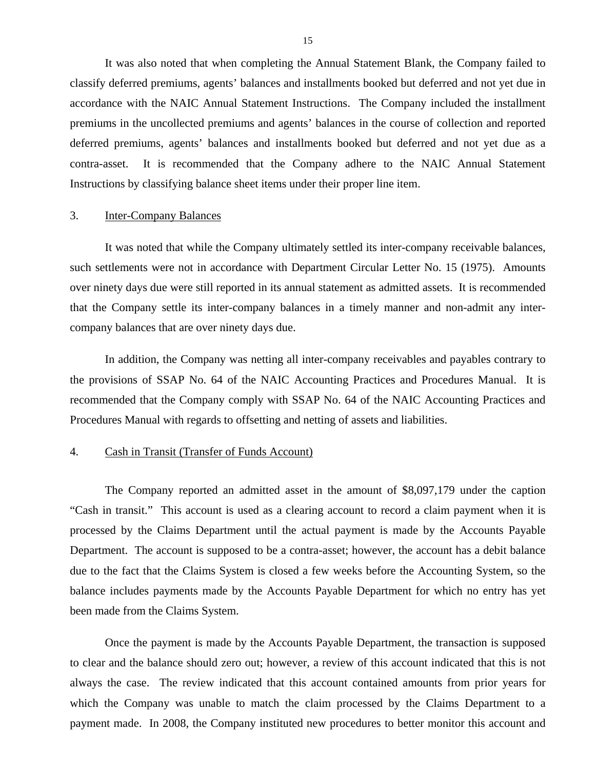It was also noted that when completing the Annual Statement Blank, the Company failed to classify deferred premiums, agents' balances and installments booked but deferred and not yet due in accordance with the NAIC Annual Statement Instructions. The Company included the installment premiums in the uncollected premiums and agents' balances in the course of collection and reported deferred premiums, agents' balances and installments booked but deferred and not yet due as a contra-asset. It is recommended that the Company adhere to the NAIC Annual Statement Instructions by classifying balance sheet items under their proper line item.

3. Inter-Company Balances

It was noted that while the Company ultimately settled its inter-company receivable balances, such settlements were not in accordance with Department Circular Letter No. 15 (1975). Amounts over ninety days due were still reported in its annual statement as admitted assets. It is recommended that the Company settle its inter-company balances in a timely manner and non-admit any inter-company balances that are over ninety days due.

In addition, the Company was netting all inter-company receivables and payables contrary to the provisions of SSAP No. 64 of the NAIC Accounting Practices and Procedures Manual. It is recommended that the Company comply with SSAP No. 64 of the NAIC Accounting Practices and Procedures Manual with regards to offsetting and netting of assets and liabilities.

4. Cash in Transit (Transfer of Funds Account)

The Company reported an admitted asset in the amount of $8,097,179 under the caption "Cash in transit." This account is used as a clearing account to record a claim payment when it is processed by the Claims Department until the actual payment is made by the Accounts Payable Department. The account is supposed to be a contra-asset; however, the account has a debit balance due to the fact that the Claims System is closed a few weeks before the Accounting System, so the balance includes payments made by the Accounts Payable Department for which no entry has yet been made from the Claims System.

Once the payment is made by the Accounts Payable Department, the transaction is supposed to clear and the balance should zero out; however, a review of this account indicated that this is not always the case. The review indicated that this account contained amounts from prior years for which the Company was unable to match the claim processed by the Claims Department to a payment made. In 2008, the Company instituted new procedures to better monitor this account and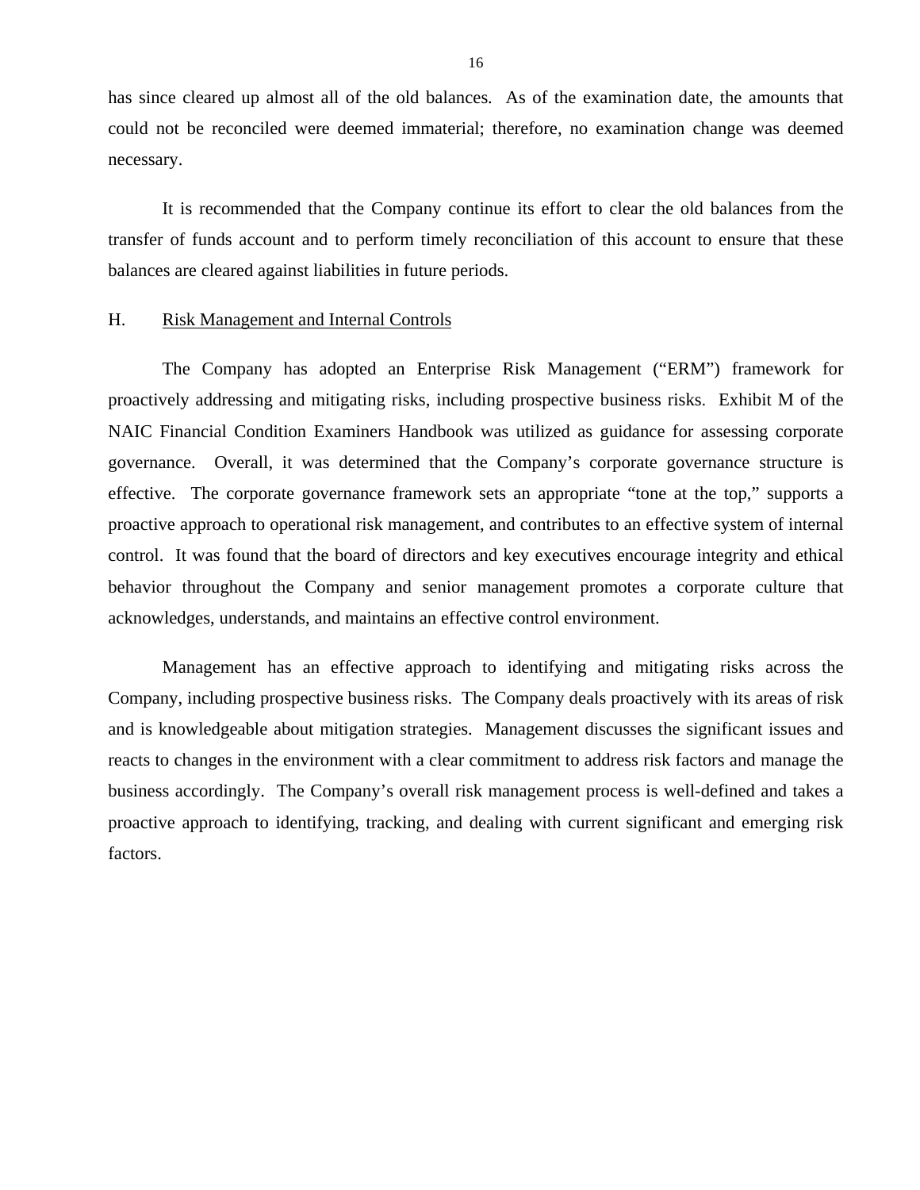has since cleared up almost all of the old balances. As of the examination date, the amounts that could not be reconciled were deemed immaterial; therefore, no examination change was deemed necessary.

It is recommended that the Company continue its effort to clear the old balances from the transfer of funds account and to perform timely reconciliation of this account to ensure that these balances are cleared against liabilities in future periods.

## H. Risk Management and Internal Controls

The Company has adopted an Enterprise Risk Management ("ERM") framework for proactively addressing and mitigating risks, including prospective business risks. Exhibit M of the NAIC Financial Condition Examiners Handbook was utilized as guidance for assessing corporate governance. Overall, it was determined that the Company's corporate governance structure is effective. The corporate governance framework sets an appropriate "tone at the top," supports a proactive approach to operational risk management, and contributes to an effective system of internal control. It was found that the board of directors and key executives encourage integrity and ethical behavior throughout the Company and senior management promotes a corporate culture that acknowledges, understands, and maintains an effective control environment.

Management has an effective approach to identifying and mitigating risks across the Company, including prospective business risks. The Company deals proactively with its areas of risk and is knowledgeable about mitigation strategies. Management discusses the significant issues and reacts to changes in the environment with a clear commitment to address risk factors and manage the business accordingly. The Company's overall risk management process is well-defined and takes a proactive approach to identifying, tracking, and dealing with current significant and emerging risk factors.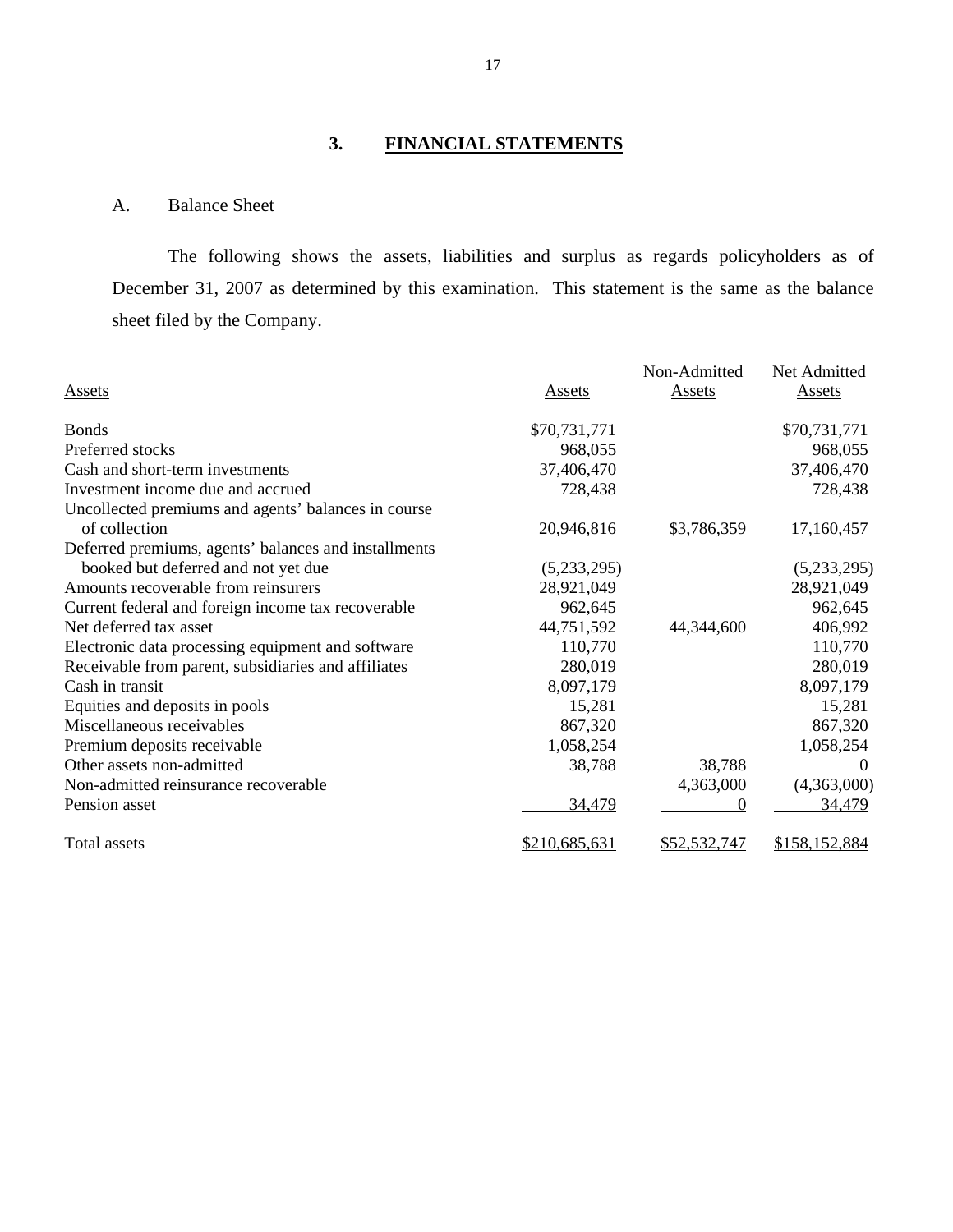## 3. FINANCIAL STATEMENTS

### A. Balance Sheet

The following shows the assets, liabilities and surplus as regards policyholders as of December 31, 2007 as determined by this examination. This statement is the same as the balance sheet filed by the Company.

| Assets | Assets | Non-Admitted Assets | Net Admitted Assets |
|---|---|---|---|
| Bonds | $70,731,771 | | $70,731,771 |
| Preferred stocks | 968,055 | | 968,055 |
| Cash and short-term investments | 37,406,470 | | 37,406,470 |
| Investment income due and accrued | 728,438 | | 728,438 |
| Uncollected premiums and agents' balances in course of collection | 20,946,816 | $3,786,359 | 17,160,457 |
| Deferred premiums, agents' balances and installments booked but deferred and not yet due | (5,233,295) | | (5,233,295) |
| Amounts recoverable from reinsurers | 28,921,049 | | 28,921,049 |
| Current federal and foreign income tax recoverable | 962,645 | | 962,645 |
| Net deferred tax asset | 44,751,592 | 44,344,600 | 406,992 |
| Electronic data processing equipment and software | 110,770 | | 110,770 |
| Receivable from parent, subsidiaries and affiliates | 280,019 | | 280,019 |
| Cash in transit | 8,097,179 | | 8,097,179 |
| Equities and deposits in pools | 15,281 | | 15,281 |
| Miscellaneous receivables | 867,320 | | 867,320 |
| Premium deposits receivable | 1,058,254 | | 1,058,254 |
| Other assets non-admitted | 38,788 | 38,788 | 0 |
| Non-admitted reinsurance recoverable | | 4,363,000 | (4,363,000) |
| Pension asset | 34,479 | 0 | 34,479 |
| Total assets | $210,685,631 | $52,532,747 | $158,152,884 |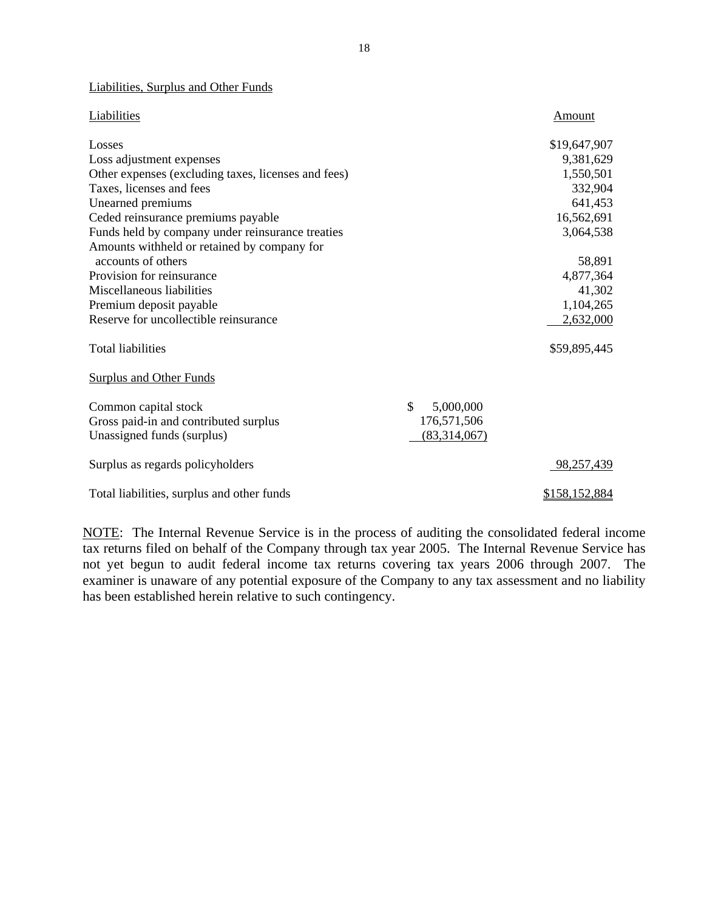Liabilities, Surplus and Other Funds

| Liabilities | | Amount |
|---|---|---|
| Losses | | $19,647,907 |
| Loss adjustment expenses | | 9,381,629 |
| Other expenses (excluding taxes, licenses and fees) | | 1,550,501 |
| Taxes, licenses and fees | | 332,904 |
| Unearned premiums | | 641,453 |
| Ceded reinsurance premiums payable | | 16,562,691 |
| Funds held by company under reinsurance treaties | | 3,064,538 |
| Amounts withheld or retained by company for accounts of others | | 58,891 |
| Provision for reinsurance | | 4,877,364 |
| Miscellaneous liabilities | | 41,302 |
| Premium deposit payable | | 1,104,265 |
| Reserve for uncollectible reinsurance | | 2,632,000 |
| Total liabilities | | $59,895,445 |
| **Surplus and Other Funds** | | |
| Common capital stock | $ 5,000,000 | |
| Gross paid-in and contributed surplus | 176,571,506 | |
| Unassigned funds (surplus) | (83,314,067) | |
| Surplus as regards policyholders | | 98,257,439 |
| Total liabilities, surplus and other funds | | $158,152,884 |

NOTE: The Internal Revenue Service is in the process of auditing the consolidated federal income tax returns filed on behalf of the Company through tax year 2005. The Internal Revenue Service has not yet begun to audit federal income tax returns covering tax years 2006 through 2007. The examiner is unaware of any potential exposure of the Company to any tax assessment and no liability has been established herein relative to such contingency.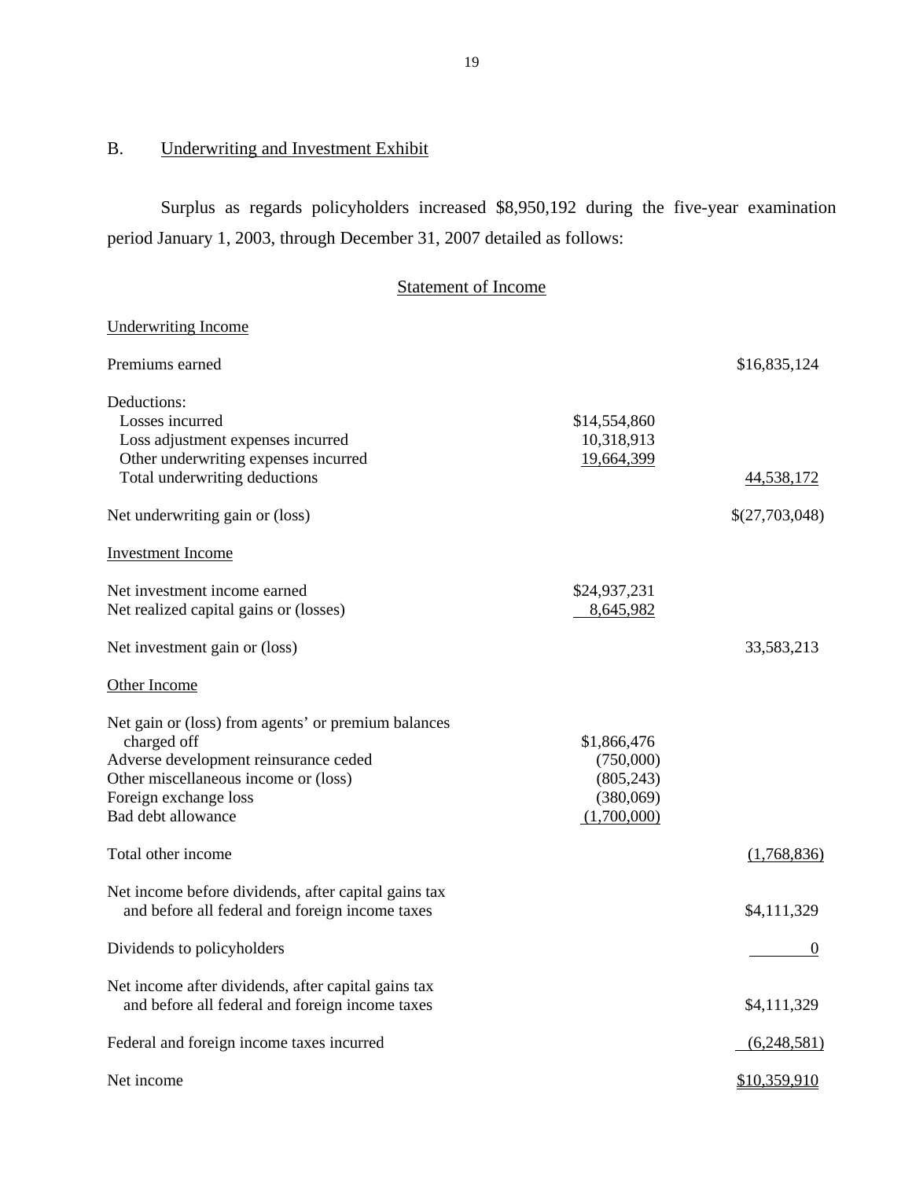## B. Underwriting and Investment Exhibit

Surplus as regards policyholders increased $8,950,192 during the five-year examination period January 1, 2003, through December 31, 2007 detailed as follows:

### Statement of Income

| | | |
|---|---|---|
| Underwriting Income | | |
| Premiums earned | | $16,835,124 |
| Deductions: | | |
| Losses incurred | $14,554,860 | |
| Loss adjustment expenses incurred | 10,318,913 | |
| Other underwriting expenses incurred | 19,664,399 | |
| Total underwriting deductions | | 44,538,172 |
| Net underwriting gain or (loss) | | $(27,703,048) |
| Investment Income | | |
| Net investment income earned | $24,937,231 | |
| Net realized capital gains or (losses) | 8,645,982 | |
| Net investment gain or (loss) | | 33,583,213 |
| Other Income | | |
| Net gain or (loss) from agents' or premium balances charged off | $1,866,476 | |
| Adverse development reinsurance ceded | (750,000) | |
| Other miscellaneous income or (loss) | (805,243) | |
| Foreign exchange loss | (380,069) | |
| Bad debt allowance | (1,700,000) | |
| Total other income | | (1,768,836) |
| Net income before dividends, after capital gains tax and before all federal and foreign income taxes | | $4,111,329 |
| Dividends to policyholders | | 0 |
| Net income after dividends, after capital gains tax and before all federal and foreign income taxes | | $4,111,329 |
| Federal and foreign income taxes incurred | | (6,248,581) |
| Net income | | $10,359,910 |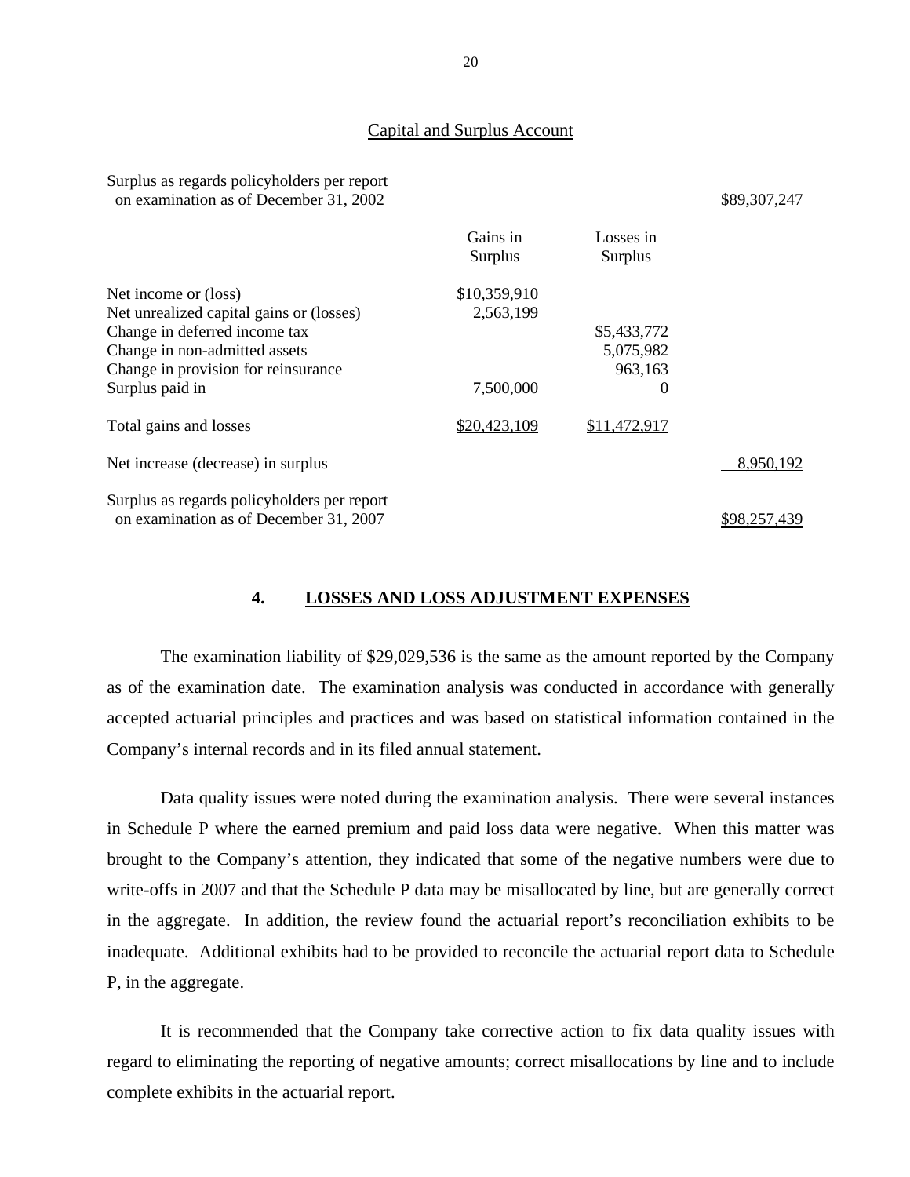## Capital and Surplus Account

| | Gains in Surplus | Losses in Surplus | |
|---|---|---|---|
| Surplus as regards policyholders per report on examination as of December 31, 2002 | | | $89,307,247 |
| Net income or (loss) | $10,359,910 | | |
| Net unrealized capital gains or (losses) | 2,563,199 | | |
| Change in deferred income tax | | $5,433,772 | |
| Change in non-admitted assets | | 5,075,982 | |
| Change in provision for reinsurance | | 963,163 | |
| Surplus paid in | 7,500,000 | 0 | |
| Total gains and losses | $20,423,109 | $11,472,917 | |
| Net increase (decrease) in surplus | | | 8,950,192 |
| Surplus as regards policyholders per report on examination as of December 31, 2007 | | | $98,257,439 |

## 4. LOSSES AND LOSS ADJUSTMENT EXPENSES

The examination liability of $29,029,536 is the same as the amount reported by the Company as of the examination date. The examination analysis was conducted in accordance with generally accepted actuarial principles and practices and was based on statistical information contained in the Company's internal records and in its filed annual statement.

Data quality issues were noted during the examination analysis. There were several instances in Schedule P where the earned premium and paid loss data were negative. When this matter was brought to the Company's attention, they indicated that some of the negative numbers were due to write-offs in 2007 and that the Schedule P data may be misallocated by line, but are generally correct in the aggregate. In addition, the review found the actuarial report's reconciliation exhibits to be inadequate. Additional exhibits had to be provided to reconcile the actuarial report data to Schedule P, in the aggregate.

It is recommended that the Company take corrective action to fix data quality issues with regard to eliminating the reporting of negative amounts; correct misallocations by line and to include complete exhibits in the actuarial report.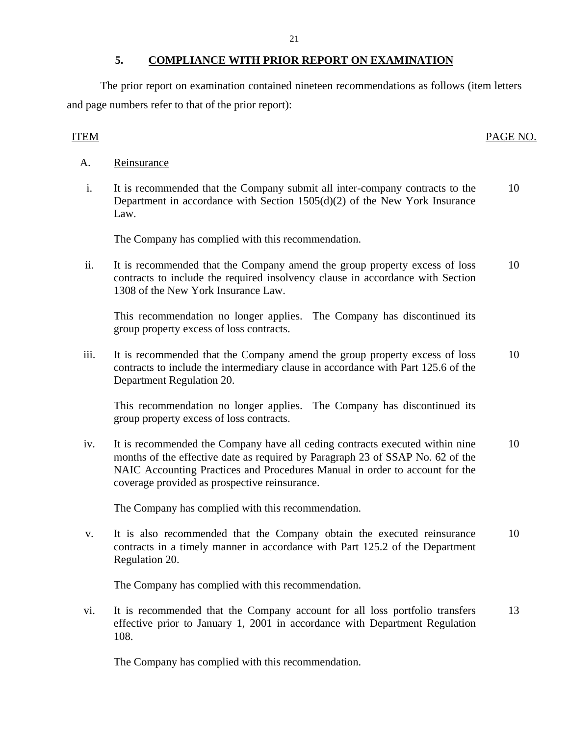## 5. COMPLIANCE WITH PRIOR REPORT ON EXAMINATION

The prior report on examination contained nineteen recommendations as follows (item letters and page numbers refer to that of the prior report):

| ITEM | | PAGE NO. |
|---|---|---|
| A. | Reinsurance | |
| i. | It is recommended that the Company submit all inter-company contracts to the Department in accordance with Section 1505(d)(2) of the New York Insurance Law.<br><br>The Company has complied with this recommendation. | 10 |
| ii. | It is recommended that the Company amend the group property excess of loss contracts to include the required insolvency clause in accordance with Section 1308 of the New York Insurance Law.<br><br>This recommendation no longer applies. The Company has discontinued its group property excess of loss contracts. | 10 |
| iii. | It is recommended that the Company amend the group property excess of loss contracts to include the intermediary clause in accordance with Part 125.6 of the Department Regulation 20.<br><br>This recommendation no longer applies. The Company has discontinued its group property excess of loss contracts. | 10 |
| iv. | It is recommended the Company have all ceding contracts executed within nine months of the effective date as required by Paragraph 23 of SSAP No. 62 of the NAIC Accounting Practices and Procedures Manual in order to account for the coverage provided as prospective reinsurance.<br><br>The Company has complied with this recommendation. | 10 |
| v. | It is also recommended that the Company obtain the executed reinsurance contracts in a timely manner in accordance with Part 125.2 of the Department Regulation 20.<br><br>The Company has complied with this recommendation. | 10 |
| vi. | It is recommended that the Company account for all loss portfolio transfers effective prior to January 1, 2001 in accordance with Department Regulation 108.<br><br>The Company has complied with this recommendation. | 13 |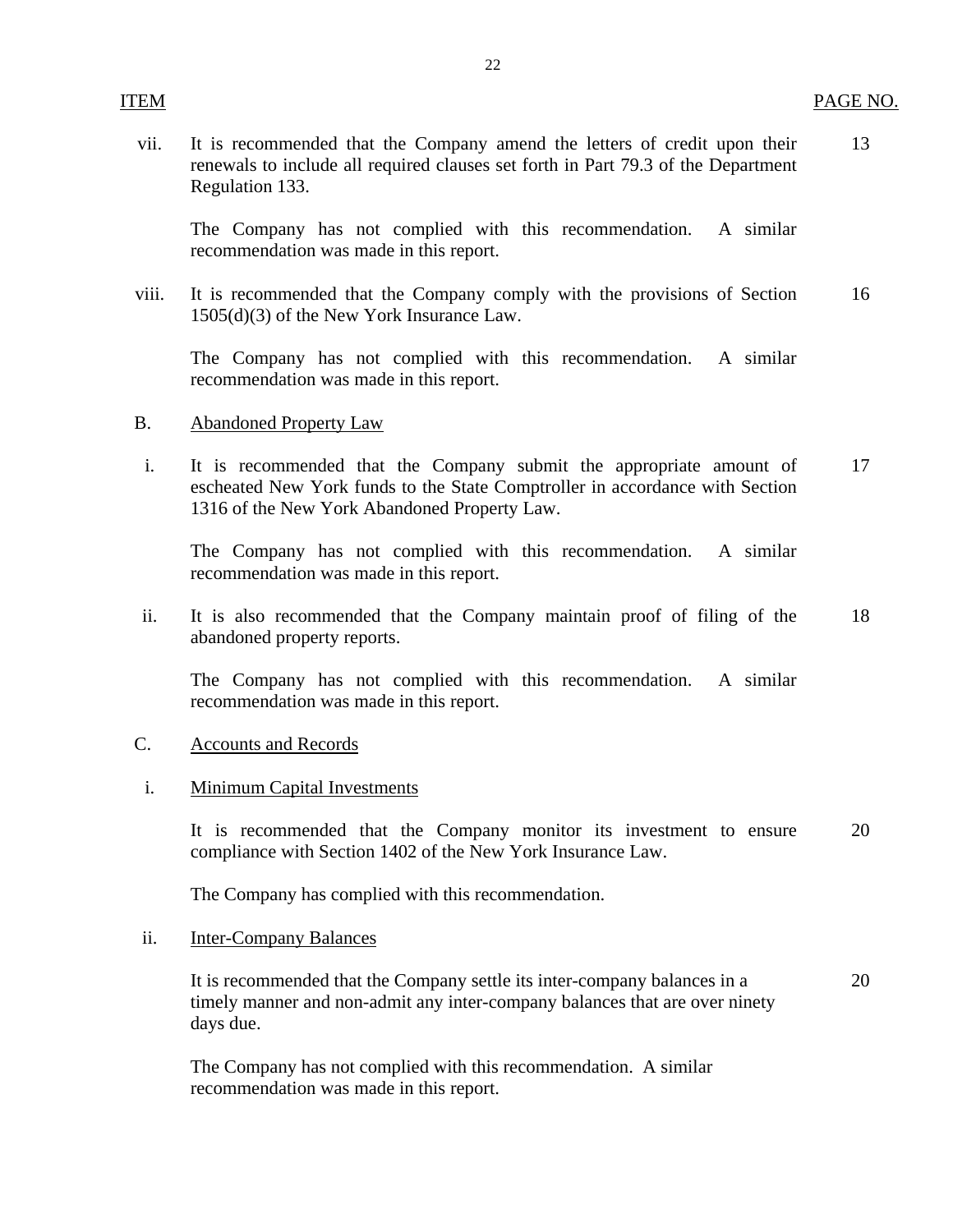| ITEM | | PAGE NO. |
|---|---|---|
| vii. | It is recommended that the Company amend the letters of credit upon their renewals to include all required clauses set forth in Part 79.3 of the Department Regulation 133.<br><br>The Company has not complied with this recommendation. A similar recommendation was made in this report. | 13 |
| viii. | It is recommended that the Company comply with the provisions of Section 1505(d)(3) of the New York Insurance Law.<br><br>The Company has not complied with this recommendation. A similar recommendation was made in this report. | 16 |
| B. | <u>Abandoned Property Law</u> | |
| i. | It is recommended that the Company submit the appropriate amount of escheated New York funds to the State Comptroller in accordance with Section 1316 of the New York Abandoned Property Law.<br><br>The Company has not complied with this recommendation. A similar recommendation was made in this report. | 17 |
| ii. | It is also recommended that the Company maintain proof of filing of the abandoned property reports.<br><br>The Company has not complied with this recommendation. A similar recommendation was made in this report. | 18 |
| C. | <u>Accounts and Records</u> | |
| i. | <u>Minimum Capital Investments</u> | |
| | It is recommended that the Company monitor its investment to ensure compliance with Section 1402 of the New York Insurance Law.<br><br>The Company has complied with this recommendation. | 20 |
| ii. | <u>Inter-Company Balances</u> | |
| | It is recommended that the Company settle its inter-company balances in a timely manner and non-admit any inter-company balances that are over ninety days due.<br><br>The Company has not complied with this recommendation. A similar recommendation was made in this report. | 20 |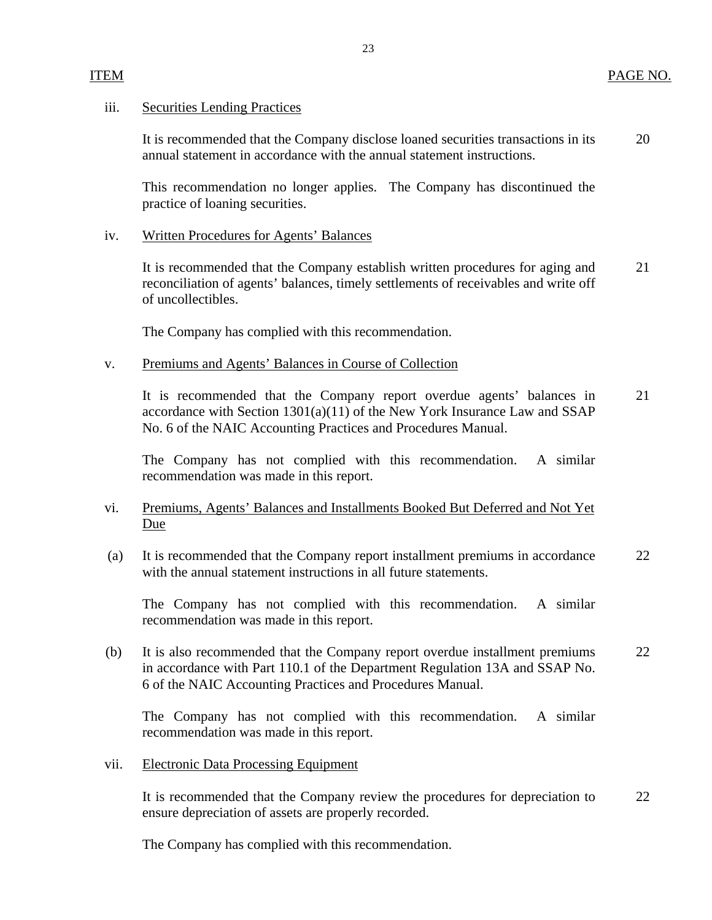| ITEM | | PAGE NO. |
|---|---|---|
| iii. | Securities Lending Practices | |
| | It is recommended that the Company disclose loaned securities transactions in its annual statement in accordance with the annual statement instructions. | 20 |
| | This recommendation no longer applies. The Company has discontinued the practice of loaning securities. | |
| iv. | Written Procedures for Agents' Balances | |
| | It is recommended that the Company establish written procedures for aging and reconciliation of agents' balances, timely settlements of receivables and write off of uncollectibles. | 21 |
| | The Company has complied with this recommendation. | |
| v. | Premiums and Agents' Balances in Course of Collection | |
| | It is recommended that the Company report overdue agents' balances in accordance with Section 1301(a)(11) of the New York Insurance Law and SSAP No. 6 of the NAIC Accounting Practices and Procedures Manual. | 21 |
| | The Company has not complied with this recommendation. A similar recommendation was made in this report. | |
| vi. | Premiums, Agents' Balances and Installments Booked But Deferred and Not Yet Due | |
| (a) | It is recommended that the Company report installment premiums in accordance with the annual statement instructions in all future statements. | 22 |
| | The Company has not complied with this recommendation. A similar recommendation was made in this report. | |
| (b) | It is also recommended that the Company report overdue installment premiums in accordance with Part 110.1 of the Department Regulation 13A and SSAP No. 6 of the NAIC Accounting Practices and Procedures Manual. | 22 |
| | The Company has not complied with this recommendation. A similar recommendation was made in this report. | |
| vii. | Electronic Data Processing Equipment | |
| | It is recommended that the Company review the procedures for depreciation to ensure depreciation of assets are properly recorded. | 22 |
| | The Company has complied with this recommendation. | |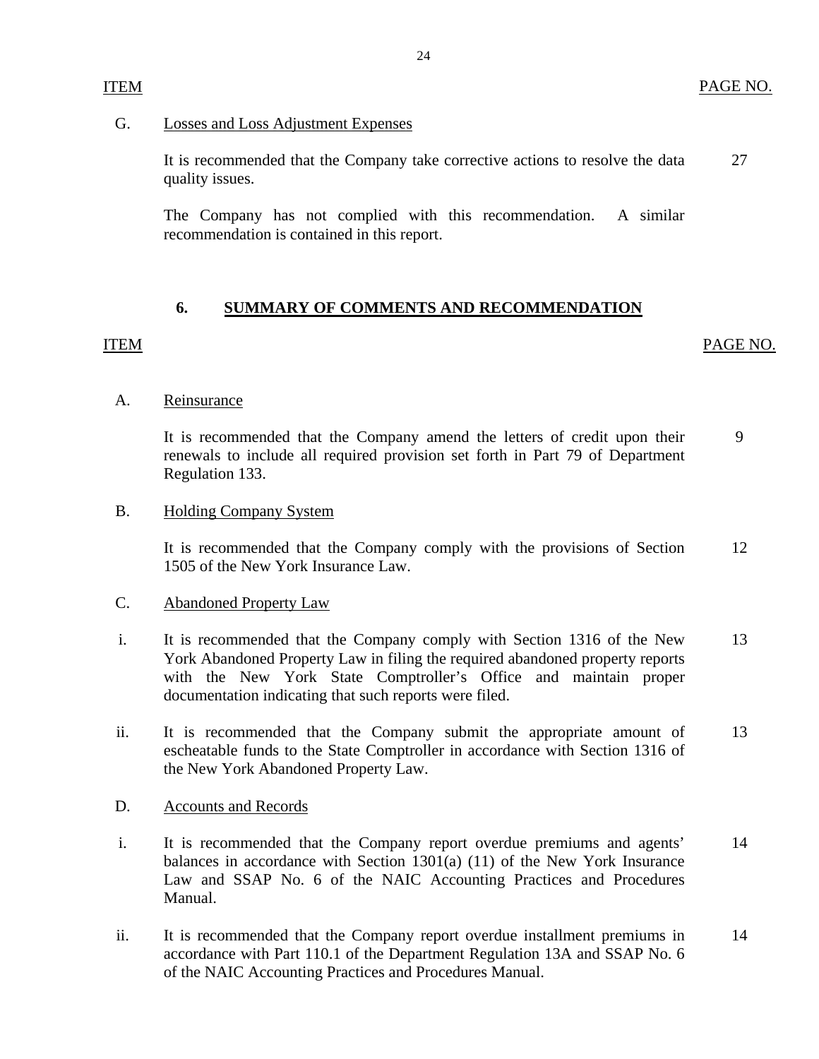| ITEM | | PAGE NO. |
|---|---|---|
| G. | Losses and Loss Adjustment Expenses | |
| | It is recommended that the Company take corrective actions to resolve the data quality issues. | 27 |
| | The Company has not complied with this recommendation. A similar recommendation is contained in this report. | |

## 6. SUMMARY OF COMMENTS AND RECOMMENDATION

| ITEM | | PAGE NO. |
|---|---|---|
| A. | Reinsurance | |
| | It is recommended that the Company amend the letters of credit upon their renewals to include all required provision set forth in Part 79 of Department Regulation 133. | 9 |
| B. | Holding Company System | |
| | It is recommended that the Company comply with the provisions of Section 1505 of the New York Insurance Law. | 12 |
| C. | Abandoned Property Law | |
| i. | It is recommended that the Company comply with Section 1316 of the New York Abandoned Property Law in filing the required abandoned property reports with the New York State Comptroller's Office and maintain proper documentation indicating that such reports were filed. | 13 |
| ii. | It is recommended that the Company submit the appropriate amount of escheatable funds to the State Comptroller in accordance with Section 1316 of the New York Abandoned Property Law. | 13 |
| D. | Accounts and Records | |
| i. | It is recommended that the Company report overdue premiums and agents' balances in accordance with Section 1301(a) (11) of the New York Insurance Law and SSAP No. 6 of the NAIC Accounting Practices and Procedures Manual. | 14 |
| ii. | It is recommended that the Company report overdue installment premiums in accordance with Part 110.1 of the Department Regulation 13A and SSAP No. 6 of the NAIC Accounting Practices and Procedures Manual. | 14 |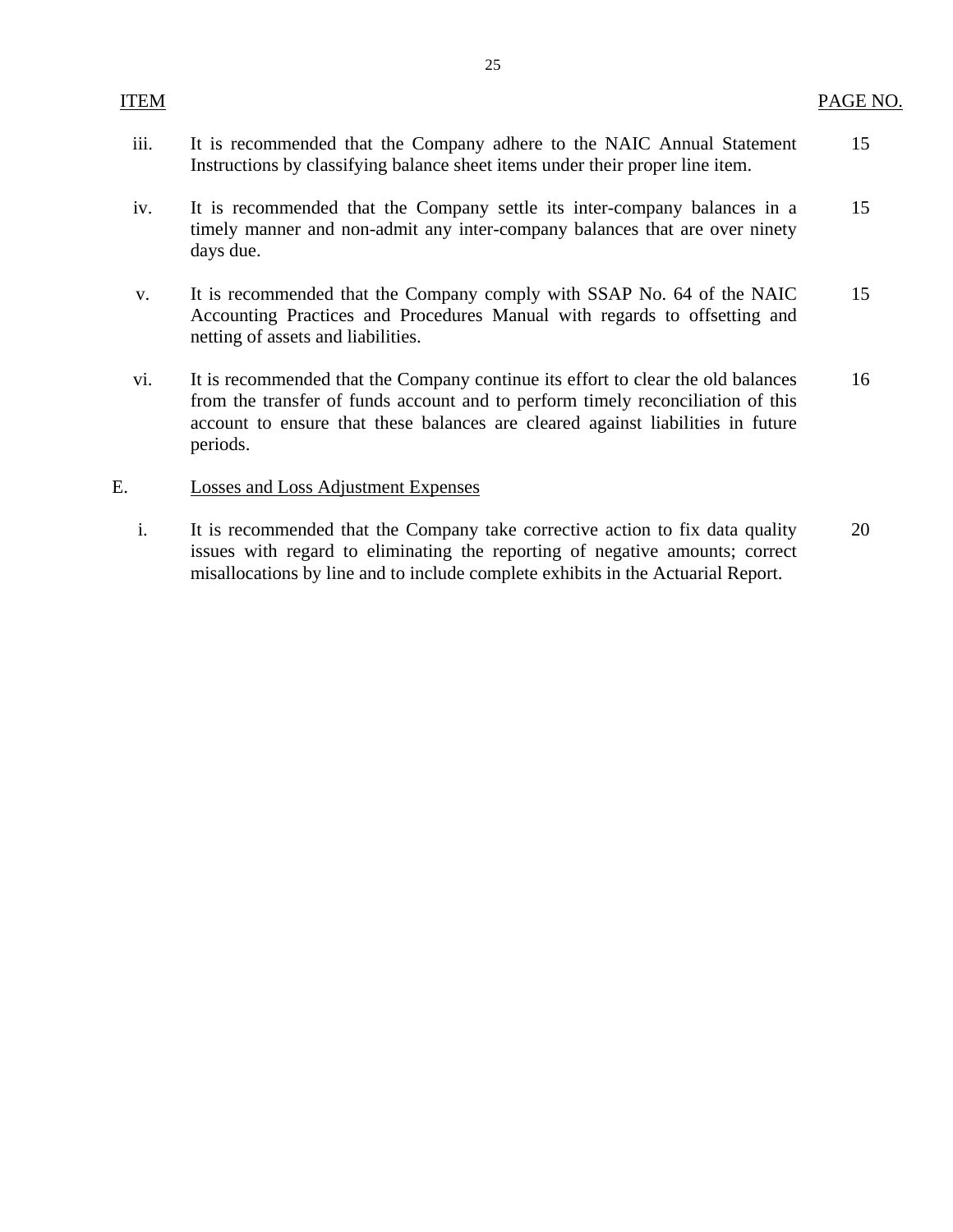| ITEM | | PAGE NO. |
|---|---|---|
| iii. | It is recommended that the Company adhere to the NAIC Annual Statement Instructions by classifying balance sheet items under their proper line item. | 15 |
| iv. | It is recommended that the Company settle its inter-company balances in a timely manner and non-admit any inter-company balances that are over ninety days due. | 15 |
| v. | It is recommended that the Company comply with SSAP No. 64 of the NAIC Accounting Practices and Procedures Manual with regards to offsetting and netting of assets and liabilities. | 15 |
| vi. | It is recommended that the Company continue its effort to clear the old balances from the transfer of funds account and to perform timely reconciliation of this account to ensure that these balances are cleared against liabilities in future periods. | 16 |
| E. | <u>Losses and Loss Adjustment Expenses</u> | |
| i. | It is recommended that the Company take corrective action to fix data quality issues with regard to eliminating the reporting of negative amounts; correct misallocations by line and to include complete exhibits in the Actuarial Report. | 20 |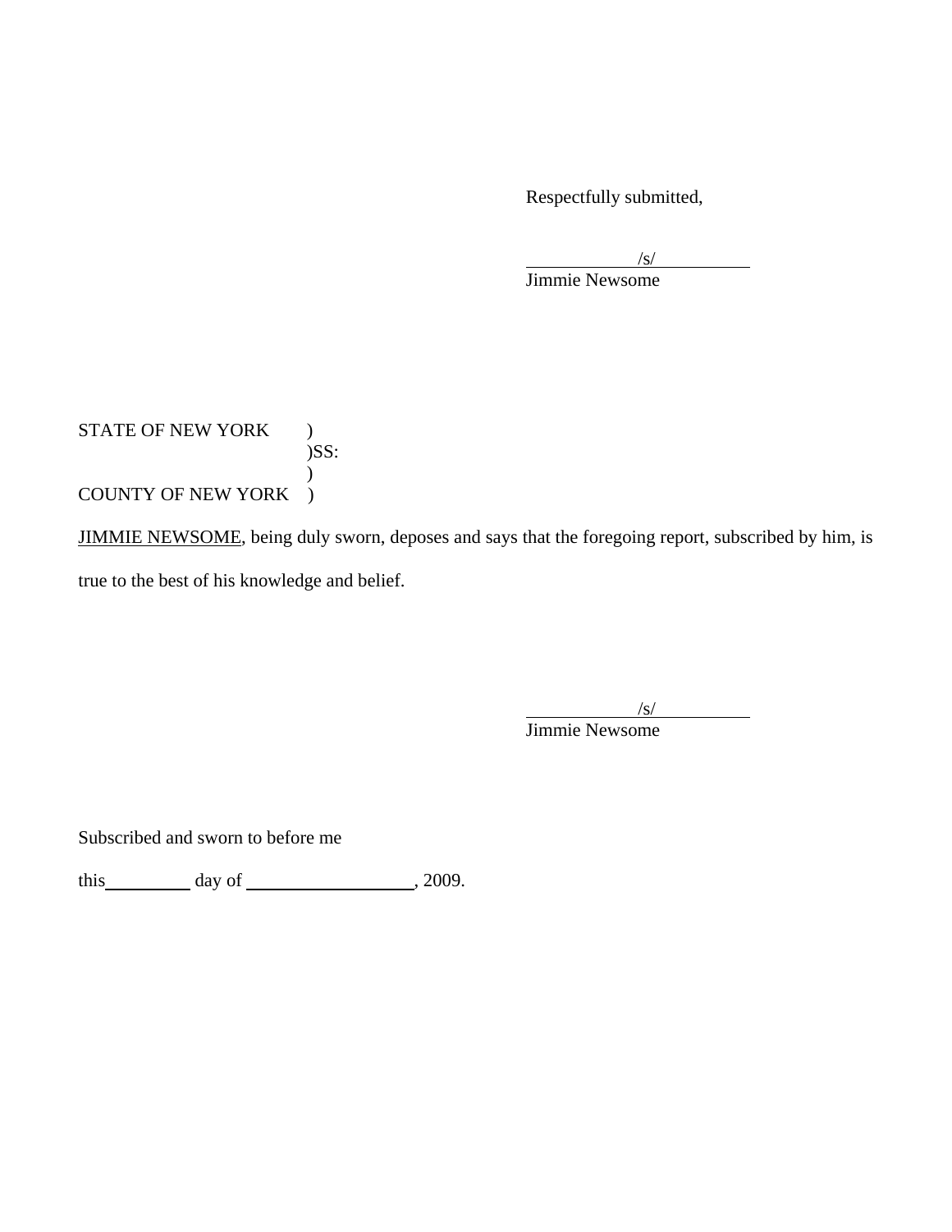Respectfully submitted,

/s/

Jimmie Newsome

STATE OF NEW YORK )
)SS:
)
COUNTY OF NEW YORK )

JIMMIE NEWSOME, being duly sworn, deposes and says that the foregoing report, subscribed by him, is true to the best of his knowledge and belief.

/s/

Jimmie Newsome

Subscribed and sworn to before me

this\_\_\_\_\_\_\_\_\_\_ day of \_\_\_\_\_\_\_\_\_\_\_\_\_\_\_\_\_\_\_\_, 2009.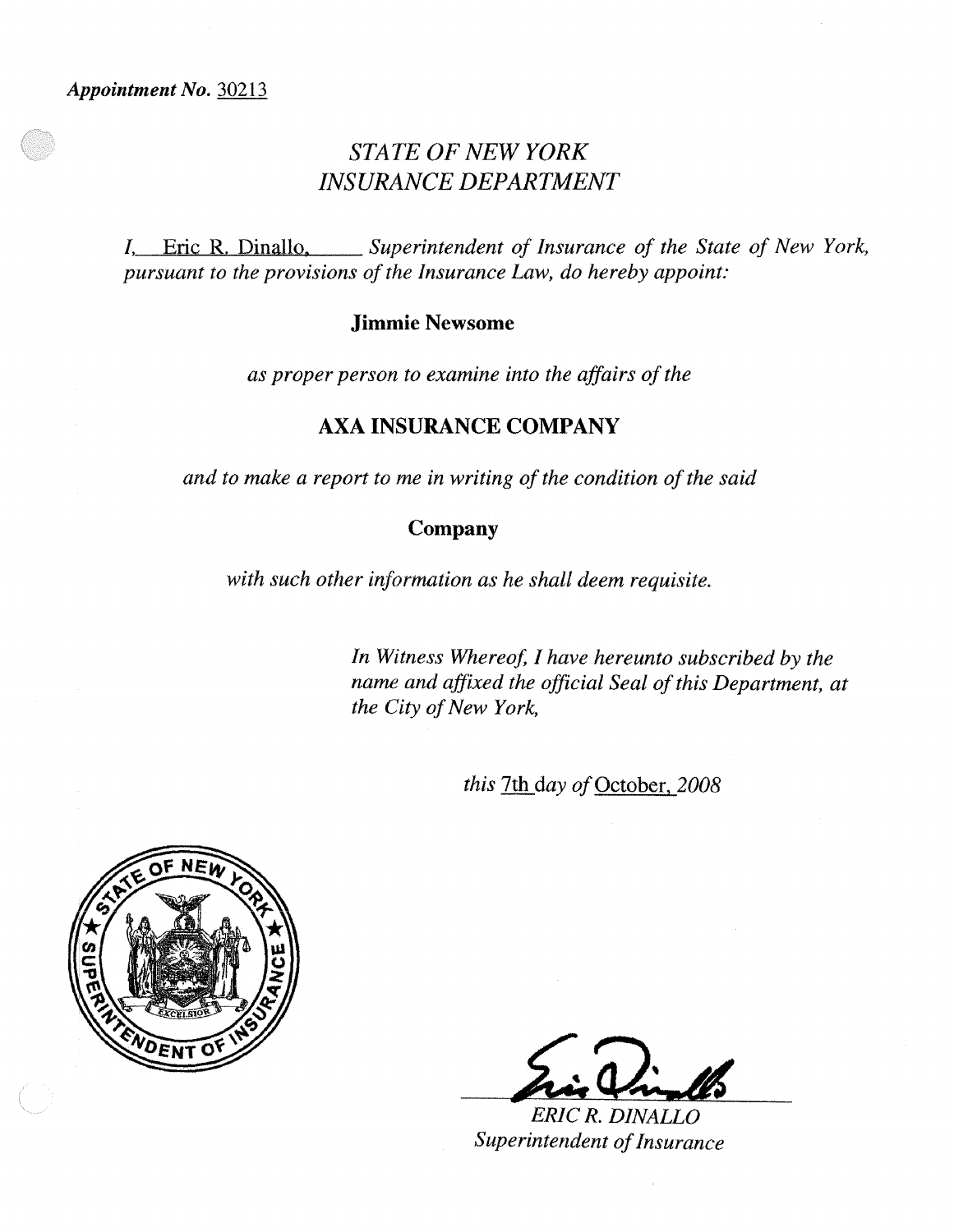*Appointment No.* 30213

## *STATE OF NEW YORK*
## *INSURANCE DEPARTMENT*

*I,* Eric R. Dinallo, *Superintendent of Insurance of the State of New York, pursuant to the provisions of the Insurance Law, do hereby appoint:*

**Jimmie Newsome**

*as proper person to examine into the affairs of the*

**AXA INSURANCE COMPANY**

*and to make a report to me in writing of the condition of the said*

**Company**

*with such other information as he shall deem requisite.*

*In Witness Whereof, I have hereunto subscribed by the name and affixed the official Seal of this Department, at the City of New York,*

*this* 7th *day of* October, *2008*

STATE OF NEW YORK SUPERINTENDENT OF INSURANCE EXCELSIOR

*ERIC R. DINALLO*
*Superintendent of Insurance*